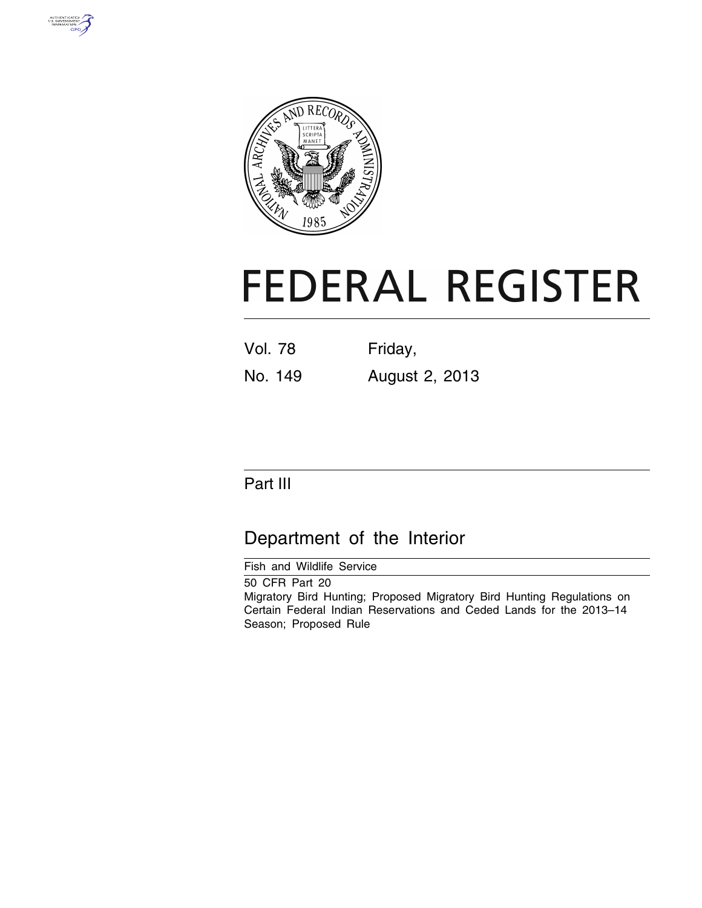# FEDERAL REGISTER

Vol. 78 Friday,

No. 149 August 2, 2013

## Part III

## Department of the Interior

Fish and Wildlife Service

50 CFR Part 20

Migratory Bird Hunting; Proposed Migratory Bird Hunting Regulations on Certain Federal Indian Reservations and Ceded Lands for the 2013–14 Season; Proposed Rule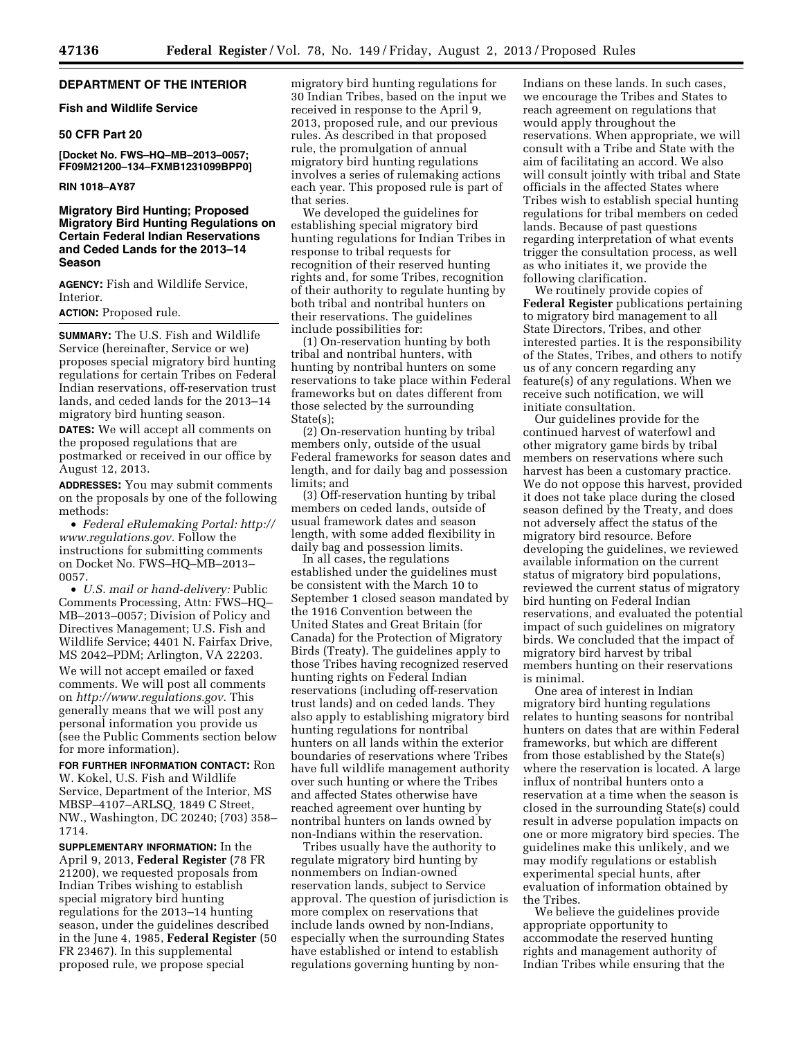## DEPARTMENT OF THE INTERIOR

### Fish and Wildlife Service

### 50 CFR Part 20

**[Docket No. FWS–HQ–MB–2013–0057; FF09M21200–134–FXMB1231099BPP0]**

**RIN 1018–AY87**

## Migratory Bird Hunting; Proposed Migratory Bird Hunting Regulations on Certain Federal Indian Reservations and Ceded Lands for the 2013–14 Season

**AGENCY:** Fish and Wildlife Service, Interior.

**ACTION:** Proposed rule.

**SUMMARY:** The U.S. Fish and Wildlife Service (hereinafter, Service or we) proposes special migratory bird hunting regulations for certain Tribes on Federal Indian reservations, off-reservation trust lands, and ceded lands for the 2013–14 migratory bird hunting season.

**DATES:** We will accept all comments on the proposed regulations that are postmarked or received in our office by August 12, 2013.

**ADDRESSES:** You may submit comments on the proposals by one of the following methods:

- *Federal eRulemaking Portal: http://www.regulations.gov*. Follow the instructions for submitting comments on Docket No. FWS–HQ–MB–2013–0057.
- *U.S. mail or hand-delivery:* Public Comments Processing, Attn: FWS–HQ–MB–2013–0057; Division of Policy and Directives Management; U.S. Fish and Wildlife Service; 4401 N. Fairfax Drive, MS 2042–PDM; Arlington, VA 22203.

We will not accept emailed or faxed comments. We will post all comments on *http://www.regulations.gov*. This generally means that we will post any personal information you provide us (see the Public Comments section below for more information).

**FOR FURTHER INFORMATION CONTACT:** Ron W. Kokel, U.S. Fish and Wildlife Service, Department of the Interior, MS MBSP–4107–ARLSQ, 1849 C Street, NW., Washington, DC 20240; (703) 358–1714.

**SUPPLEMENTARY INFORMATION:** In the April 9, 2013, **Federal Register** (78 FR 21200), we requested proposals from Indian Tribes wishing to establish special migratory bird hunting regulations for the 2013–14 hunting season, under the guidelines described in the June 4, 1985, **Federal Register** (50 FR 23467). In this supplemental proposed rule, we propose special migratory bird hunting regulations for 30 Indian Tribes, based on the input we received in response to the April 9, 2013, proposed rule, and our previous rules. As described in that proposed rule, the promulgation of annual migratory bird hunting regulations involves a series of rulemaking actions each year. This proposed rule is part of that series.

We developed the guidelines for establishing special migratory bird hunting regulations for Indian Tribes in response to tribal requests for recognition of their reserved hunting rights and, for some Tribes, recognition of their authority to regulate hunting by both tribal and nontribal hunters on their reservations. The guidelines include possibilities for:

(1) On-reservation hunting by both tribal and nontribal hunters, with hunting by nontribal hunters on some reservations to take place within Federal frameworks but on dates different from those selected by the surrounding State(s);

(2) On-reservation hunting by tribal members only, outside of the usual Federal frameworks for season dates and length, and for daily bag and possession limits; and

(3) Off-reservation hunting by tribal members on ceded lands, outside of usual framework dates and season length, with some added flexibility in daily bag and possession limits.

In all cases, the regulations established under the guidelines must be consistent with the March 10 to September 1 closed season mandated by the 1916 Convention between the United States and Great Britain (for Canada) for the Protection of Migratory Birds (Treaty). The guidelines apply to those Tribes having recognized reserved hunting rights on Federal Indian reservations (including off-reservation trust lands) and on ceded lands. They also apply to establishing migratory bird hunting regulations for nontribal hunters on all lands within the exterior boundaries of reservations where Tribes have full wildlife management authority over such hunting or where the Tribes and affected States otherwise have reached agreement over hunting by nontribal hunters on lands owned by non-Indians within the reservation.

Tribes usually have the authority to regulate migratory bird hunting by nonmembers on Indian-owned reservation lands, subject to Service approval. The question of jurisdiction is more complex on reservations that include lands owned by non-Indians, especially when the surrounding States have established or intend to establish regulations governing hunting by non-Indians on these lands. In such cases, we encourage the Tribes and States to reach agreement on regulations that would apply throughout the reservations. When appropriate, we will consult with a Tribe and State with the aim of facilitating an accord. We also will consult jointly with tribal and State officials in the affected States where Tribes wish to establish special hunting regulations for tribal members on ceded lands. Because of past questions regarding interpretation of what events trigger the consultation process, as well as who initiates it, we provide the following clarification.

We routinely provide copies of **Federal Register** publications pertaining to migratory bird management to all State Directors, Tribes, and other interested parties. It is the responsibility of the States, Tribes, and others to notify us of any concern regarding any feature(s) of any regulations. When we receive such notification, we will initiate consultation.

Our guidelines provide for the continued harvest of waterfowl and other migratory game birds by tribal members on reservations where such harvest has been a customary practice. We do not oppose this harvest, provided it does not take place during the closed season defined by the Treaty, and does not adversely affect the status of the migratory bird resource. Before developing the guidelines, we reviewed available information on the current status of migratory bird populations, reviewed the current status of migratory bird hunting on Federal Indian reservations, and evaluated the potential impact of such guidelines on migratory birds. We concluded that the impact of migratory bird harvest by tribal members hunting on their reservations is minimal.

One area of interest in Indian migratory bird hunting regulations relates to hunting seasons for nontribal hunters on dates that are within Federal frameworks, but which are different from those established by the State(s) where the reservation is located. A large influx of nontribal hunters onto a reservation at a time when the season is closed in the surrounding State(s) could result in adverse population impacts on one or more migratory bird species. The guidelines make this unlikely, and we may modify regulations or establish experimental special hunts, after evaluation of information obtained by the Tribes.

We believe the guidelines provide appropriate opportunity to accommodate the reserved hunting rights and management authority of Indian Tribes while ensuring that the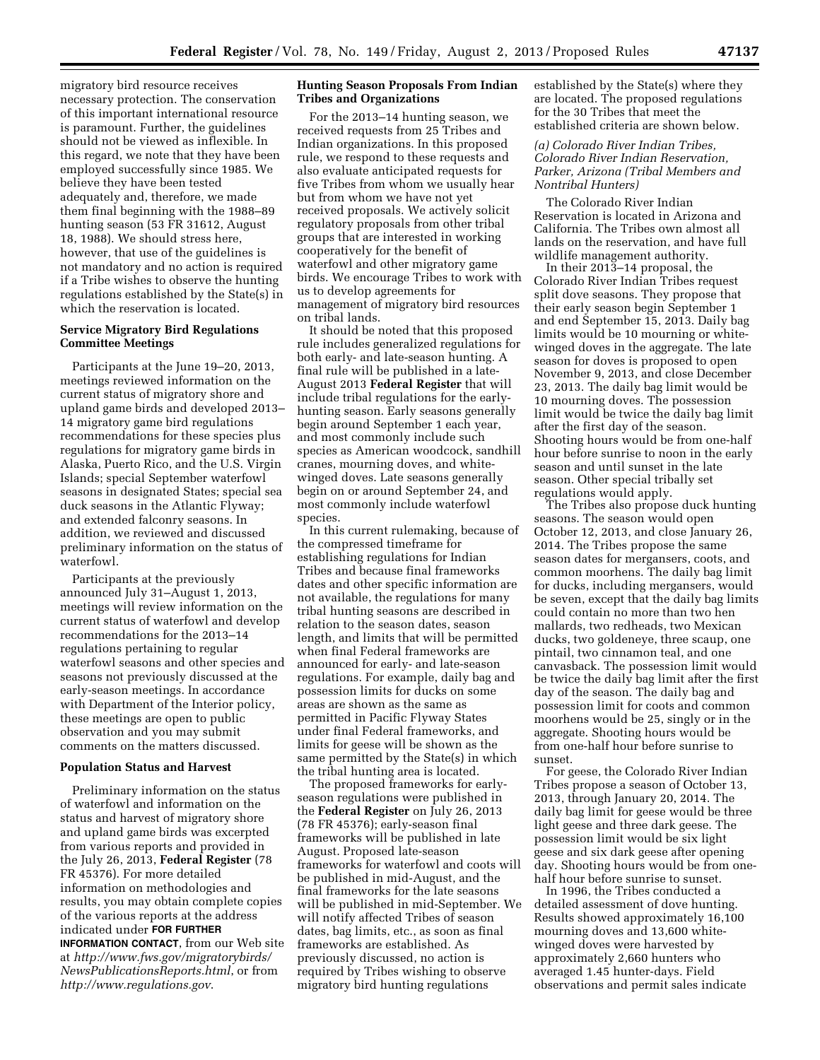migratory bird resource receives necessary protection. The conservation of this important international resource is paramount. Further, the guidelines should not be viewed as inflexible. In this regard, we note that they have been employed successfully since 1985. We believe they have been tested adequately and, therefore, we made them final beginning with the 1988–89 hunting season (53 FR 31612, August 18, 1988). We should stress here, however, that use of the guidelines is not mandatory and no action is required if a Tribe wishes to observe the hunting regulations established by the State(s) in which the reservation is located.

**Service Migratory Bird Regulations Committee Meetings**

Participants at the June 19–20, 2013, meetings reviewed information on the current status of migratory shore and upland game birds and developed 2013–14 migratory game bird regulations recommendations for these species plus regulations for migratory game birds in Alaska, Puerto Rico, and the U.S. Virgin Islands; special September waterfowl seasons in designated States; special sea duck seasons in the Atlantic Flyway; and extended falconry seasons. In addition, we reviewed and discussed preliminary information on the status of waterfowl.

Participants at the previously announced July 31–August 1, 2013, meetings will review information on the current status of waterfowl and develop recommendations for the 2013–14 regulations pertaining to regular waterfowl seasons and other species and seasons not previously discussed at the early-season meetings. In accordance with Department of the Interior policy, these meetings are open to public observation and you may submit comments on the matters discussed.

**Population Status and Harvest**

Preliminary information on the status of waterfowl and information on the status and harvest of migratory shore and upland game birds was excerpted from various reports and provided in the July 26, 2013, **Federal Register** (78 FR 45376). For more detailed information on methodologies and results, you may obtain complete copies of the various reports at the address indicated under **FOR FURTHER INFORMATION CONTACT**, from our Web site at *http://www.fws.gov/migratorybirds/NewsPublicationsReports.html*, or from *http://www.regulations.gov*.

**Hunting Season Proposals From Indian Tribes and Organizations**

For the 2013–14 hunting season, we received requests from 25 Tribes and Indian organizations. In this proposed rule, we respond to these requests and also evaluate anticipated requests for five Tribes from whom we usually hear but from whom we have not yet received proposals. We actively solicit regulatory proposals from other tribal groups that are interested in working cooperatively for the benefit of waterfowl and other migratory game birds. We encourage Tribes to work with us to develop agreements for management of migratory bird resources on tribal lands.

It should be noted that this proposed rule includes generalized regulations for both early- and late-season hunting. A final rule will be published in a late-August 2013 **Federal Register** that will include tribal regulations for the early-hunting season. Early seasons generally begin around September 1 each year, and most commonly include such species as American woodcock, sandhill cranes, mourning doves, and white-winged doves. Late seasons generally begin on or around September 24, and most commonly include waterfowl species.

In this current rulemaking, because of the compressed timeframe for establishing regulations for Indian Tribes and because final frameworks dates and other specific information are not available, the regulations for many tribal hunting seasons are described in relation to the season dates, season length, and limits that will be permitted when final Federal frameworks are announced for early- and late-season regulations. For example, daily bag and possession limits for ducks on some areas are shown as the same as permitted in Pacific Flyway States under final Federal frameworks, and limits for geese will be shown as the same permitted by the State(s) in which the tribal hunting area is located.

The proposed frameworks for early-season regulations were published in the **Federal Register** on July 26, 2013 (78 FR 45376); early-season final frameworks will be published in late August. Proposed late-season frameworks for waterfowl and coots will be published in mid-August, and the final frameworks for the late seasons will be published in mid-September. We will notify affected Tribes of season dates, bag limits, etc., as soon as final frameworks are established. As previously discussed, no action is required by Tribes wishing to observe migratory bird hunting regulations established by the State(s) where they are located. The proposed regulations for the 30 Tribes that meet the established criteria are shown below.

*(a) Colorado River Indian Tribes, Colorado River Indian Reservation, Parker, Arizona (Tribal Members and Nontribal Hunters)*

The Colorado River Indian Reservation is located in Arizona and California. The Tribes own almost all lands on the reservation, and have full wildlife management authority.

In their 2013–14 proposal, the Colorado River Indian Tribes request split dove seasons. They propose that their early season begin September 1 and end September 15, 2013. Daily bag limits would be 10 mourning or white-winged doves in the aggregate. The late season for doves is proposed to open November 9, 2013, and close December 23, 2013. The daily bag limit would be 10 mourning doves. The possession limit would be twice the daily bag limit after the first day of the season. Shooting hours would be from one-half hour before sunrise to noon in the early season and until sunset in the late season. Other special tribally set regulations would apply.

The Tribes also propose duck hunting seasons. The season would open October 12, 2013, and close January 26, 2014. The Tribes propose the same season dates for mergansers, coots, and common moorhens. The daily bag limit for ducks, including mergansers, would be seven, except that the daily bag limits could contain no more than two hen mallards, two redheads, two Mexican ducks, two goldeneye, three scaup, one pintail, two cinnamon teal, and one canvasback. The possession limit would be twice the daily bag limit after the first day of the season. The daily bag and possession limit for coots and common moorhens would be 25, singly or in the aggregate. Shooting hours would be from one-half hour before sunrise to sunset.

For geese, the Colorado River Indian Tribes propose a season of October 13, 2013, through January 20, 2014. The daily bag limit for geese would be three light geese and three dark geese. The possession limit would be six light geese and six dark geese after opening day. Shooting hours would be from one-half hour before sunrise to sunset.

In 1996, the Tribes conducted a detailed assessment of dove hunting. Results showed approximately 16,100 mourning doves and 13,600 white-winged doves were harvested by approximately 2,660 hunters who averaged 1.45 hunter-days. Field observations and permit sales indicate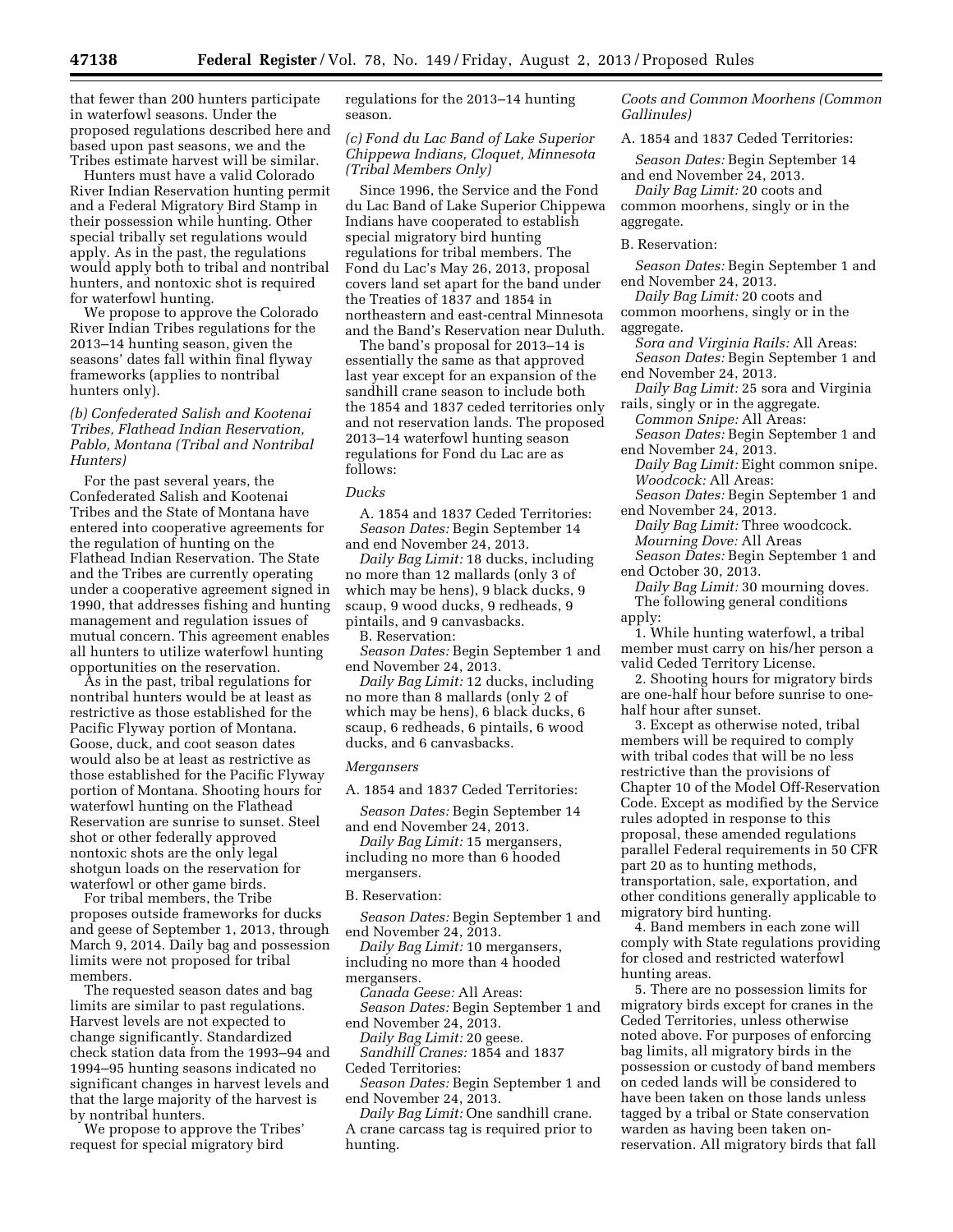that fewer than 200 hunters participate in waterfowl seasons. Under the proposed regulations described here and based upon past seasons, we and the Tribes estimate harvest will be similar.

Hunters must have a valid Colorado River Indian Reservation hunting permit and a Federal Migratory Bird Stamp in their possession while hunting. Other special tribally set regulations would apply. As in the past, the regulations would apply both to tribal and nontribal hunters, and nontoxic shot is required for waterfowl hunting.

We propose to approve the Colorado River Indian Tribes regulations for the 2013–14 hunting season, given the seasons' dates fall within final flyway frameworks (applies to nontribal hunters only).

*(b) Confederated Salish and Kootenai Tribes, Flathead Indian Reservation, Pablo, Montana (Tribal and Nontribal Hunters)*

For the past several years, the Confederated Salish and Kootenai Tribes and the State of Montana have entered into cooperative agreements for the regulation of hunting on the Flathead Indian Reservation. The State and the Tribes are currently operating under a cooperative agreement signed in 1990, that addresses fishing and hunting management and regulation issues of mutual concern. This agreement enables all hunters to utilize waterfowl hunting opportunities on the reservation.

As in the past, tribal regulations for nontribal hunters would be at least as restrictive as those established for the Pacific Flyway portion of Montana. Goose, duck, and coot season dates would also be at least as restrictive as those established for the Pacific Flyway portion of Montana. Shooting hours for waterfowl hunting on the Flathead Reservation are sunrise to sunset. Steel shot or other federally approved nontoxic shots are the only legal shotgun loads on the reservation for waterfowl or other game birds.

For tribal members, the Tribe proposes outside frameworks for ducks and geese of September 1, 2013, through March 9, 2014. Daily bag and possession limits were not proposed for tribal members.

The requested season dates and bag limits are similar to past regulations. Harvest levels are not expected to change significantly. Standardized check station data from the 1993–94 and 1994–95 hunting seasons indicated no significant changes in harvest levels and that the large majority of the harvest is by nontribal hunters.

We propose to approve the Tribes' request for special migratory bird regulations for the 2013–14 hunting season.

*(c) Fond du Lac Band of Lake Superior Chippewa Indians, Cloquet, Minnesota (Tribal Members Only)*

Since 1996, the Service and the Fond du Lac Band of Lake Superior Chippewa Indians have cooperated to establish special migratory bird hunting regulations for tribal members. The Fond du Lac's May 26, 2013, proposal covers land set apart for the band under the Treaties of 1837 and 1854 in northeastern and east-central Minnesota and the Band's Reservation near Duluth.

The band's proposal for 2013–14 is essentially the same as that approved last year except for an expansion of the sandhill crane season to include both the 1854 and 1837 ceded territories only and not reservation lands. The proposed 2013–14 waterfowl hunting season regulations for Fond du Lac are as follows:

*Ducks*

A. 1854 and 1837 Ceded Territories:

*Season Dates:* Begin September 14 and end November 24, 2013.

*Daily Bag Limit:* 18 ducks, including no more than 12 mallards (only 3 of which may be hens), 9 black ducks, 9 scaup, 9 wood ducks, 9 redheads, 9 pintails, and 9 canvasbacks.

B. Reservation:

*Season Dates:* Begin September 1 and end November 24, 2013.

*Daily Bag Limit:* 12 ducks, including no more than 8 mallards (only 2 of which may be hens), 6 black ducks, 6 scaup, 6 redheads, 6 pintails, 6 wood ducks, and 6 canvasbacks.

*Mergansers*

A. 1854 and 1837 Ceded Territories:

*Season Dates:* Begin September 14 and end November 24, 2013.

*Daily Bag Limit:* 15 mergansers, including no more than 6 hooded mergansers.

B. Reservation:

*Season Dates:* Begin September 1 and end November 24, 2013.

*Daily Bag Limit:* 10 mergansers, including no more than 4 hooded mergansers.

*Canada Geese:* All Areas:

*Season Dates:* Begin September 1 and end November 24, 2013.

*Daily Bag Limit:* 20 geese.

*Sandhill Cranes:* 1854 and 1837 Ceded Territories:

*Season Dates:* Begin September 1 and end November 24, 2013.

*Daily Bag Limit:* One sandhill crane. A crane carcass tag is required prior to hunting.

*Coots and Common Moorhens (Common Gallinules)*

A. 1854 and 1837 Ceded Territories:

*Season Dates:* Begin September 14 and end November 24, 2013.

*Daily Bag Limit:* 20 coots and common moorhens, singly or in the aggregate.

B. Reservation:

*Season Dates:* Begin September 1 and end November 24, 2013.

*Daily Bag Limit:* 20 coots and common moorhens, singly or in the aggregate.

*Sora and Virginia Rails:* All Areas:

*Season Dates:* Begin September 1 and end November 24, 2013.

*Daily Bag Limit:* 25 sora and Virginia rails, singly or in the aggregate.

*Common Snipe:* All Areas:

*Season Dates:* Begin September 1 and end November 24, 2013.

*Daily Bag Limit:* Eight common snipe.

*Woodcock:* All Areas:

*Season Dates:* Begin September 1 and end November 24, 2013.

*Daily Bag Limit:* Three woodcock.

*Mourning Dove:* All Areas

*Season Dates:* Begin September 1 and end October 30, 2013.

*Daily Bag Limit:* 30 mourning doves.

The following general conditions apply:

1. While hunting waterfowl, a tribal member must carry on his/her person a valid Ceded Territory License.

2. Shooting hours for migratory birds are one-half hour before sunrise to one-half hour after sunset.

3. Except as otherwise noted, tribal members will be required to comply with tribal codes that will be no less restrictive than the provisions of Chapter 10 of the Model Off-Reservation Code. Except as modified by the Service rules adopted in response to this proposal, these amended regulations parallel Federal requirements in 50 CFR part 20 as to hunting methods, transportation, sale, exportation, and other conditions generally applicable to migratory bird hunting.

4. Band members in each zone will comply with State regulations providing for closed and restricted waterfowl hunting areas.

5. There are no possession limits for migratory birds except for cranes in the Ceded Territories, unless otherwise noted above. For purposes of enforcing bag limits, all migratory birds in the possession or custody of band members on ceded lands will be considered to have been taken on those lands unless tagged by a tribal or State conservation warden as having been taken on-reservation. All migratory birds that fall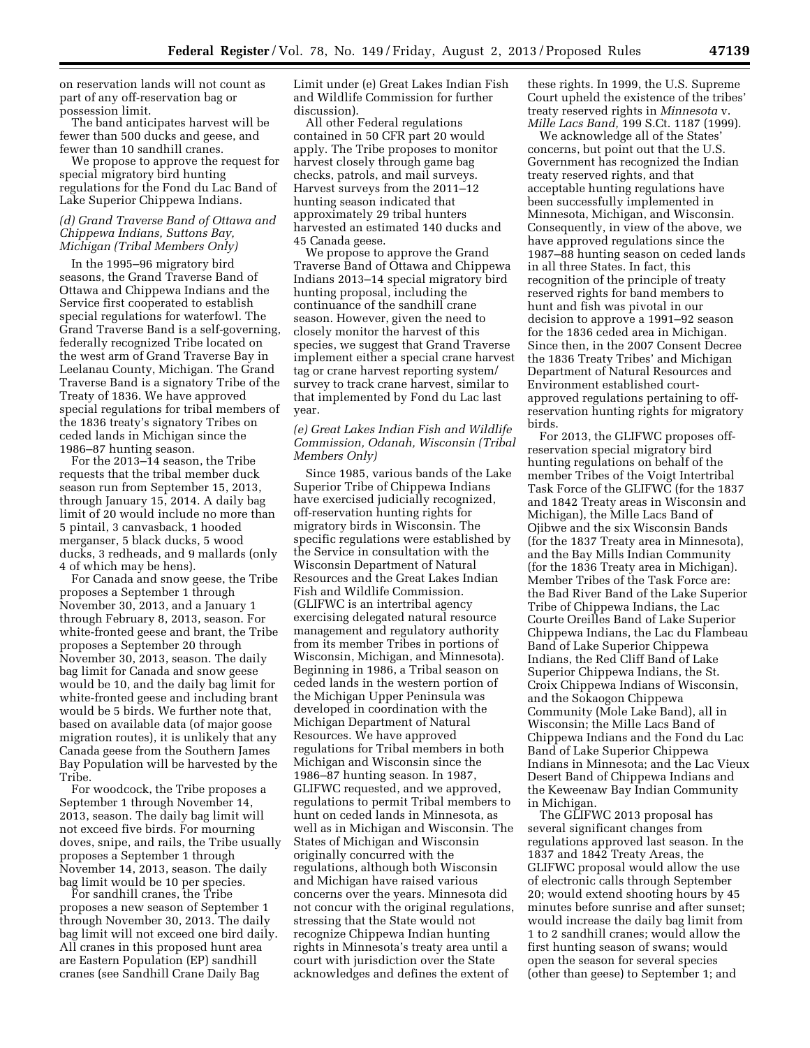on reservation lands will not count as part of any off-reservation bag or possession limit.

The band anticipates harvest will be fewer than 500 ducks and geese, and fewer than 10 sandhill cranes.

We propose to approve the request for special migratory bird hunting regulations for the Fond du Lac Band of Lake Superior Chippewa Indians.

### *(d) Grand Traverse Band of Ottawa and Chippewa Indians, Suttons Bay, Michigan (Tribal Members Only)*

In the 1995–96 migratory bird seasons, the Grand Traverse Band of Ottawa and Chippewa Indians and the Service first cooperated to establish special regulations for waterfowl. The Grand Traverse Band is a self-governing, federally recognized Tribe located on the west arm of Grand Traverse Bay in Leelanau County, Michigan. The Grand Traverse Band is a signatory Tribe of the Treaty of 1836. We have approved special regulations for tribal members of the 1836 treaty's signatory Tribes on ceded lands in Michigan since the 1986–87 hunting season.

For the 2013–14 season, the Tribe requests that the tribal member duck season run from September 15, 2013, through January 15, 2014. A daily bag limit of 20 would include no more than 5 pintail, 3 canvasback, 1 hooded merganser, 5 black ducks, 5 wood ducks, 3 redheads, and 9 mallards (only 4 of which may be hens).

For Canada and snow geese, the Tribe proposes a September 1 through November 30, 2013, and a January 1 through February 8, 2013, season. For white-fronted geese and brant, the Tribe proposes a September 20 through November 30, 2013, season. The daily bag limit for Canada and snow geese would be 10, and the daily bag limit for white-fronted geese and including brant would be 5 birds. We further note that, based on available data (of major goose migration routes), it is unlikely that any Canada geese from the Southern James Bay Population will be harvested by the Tribe.

For woodcock, the Tribe proposes a September 1 through November 14, 2013, season. The daily bag limit will not exceed five birds. For mourning doves, snipe, and rails, the Tribe usually proposes a September 1 through November 14, 2013, season. The daily bag limit would be 10 per species.

For sandhill cranes, the Tribe proposes a new season of September 1 through November 30, 2013. The daily bag limit will not exceed one bird daily. All cranes in this proposed hunt area are Eastern Population (EP) sandhill cranes (see Sandhill Crane Daily Bag Limit under (e) Great Lakes Indian Fish and Wildlife Commission for further discussion).

All other Federal regulations contained in 50 CFR part 20 would apply. The Tribe proposes to monitor harvest closely through game bag checks, patrols, and mail surveys. Harvest surveys from the 2011–12 hunting season indicated that approximately 29 tribal hunters harvested an estimated 140 ducks and 45 Canada geese.

We propose to approve the Grand Traverse Band of Ottawa and Chippewa Indians 2013–14 special migratory bird hunting proposal, including the continuance of the sandhill crane season. However, given the need to closely monitor the harvest of this species, we suggest that Grand Traverse implement either a special crane harvest tag or crane harvest reporting system/survey to track crane harvest, similar to that implemented by Fond du Lac last year.

### *(e) Great Lakes Indian Fish and Wildlife Commission, Odanah, Wisconsin (Tribal Members Only)*

Since 1985, various bands of the Lake Superior Tribe of Chippewa Indians have exercised judicially recognized, off-reservation hunting rights for migratory birds in Wisconsin. The specific regulations were established by the Service in consultation with the Wisconsin Department of Natural Resources and the Great Lakes Indian Fish and Wildlife Commission. (GLIFWC is an intertribal agency exercising delegated natural resource management and regulatory authority from its member Tribes in portions of Wisconsin, Michigan, and Minnesota). Beginning in 1986, a Tribal season on ceded lands in the western portion of the Michigan Upper Peninsula was developed in coordination with the Michigan Department of Natural Resources. We have approved regulations for Tribal members in both Michigan and Wisconsin since the 1986–87 hunting season. In 1987, GLIFWC requested, and we approved, regulations to permit Tribal members to hunt on ceded lands in Minnesota, as well as in Michigan and Wisconsin. The States of Michigan and Wisconsin originally concurred with the regulations, although both Wisconsin and Michigan have raised various concerns over the years. Minnesota did not concur with the original regulations, stressing that the State would not recognize Chippewa Indian hunting rights in Minnesota's treaty area until a court with jurisdiction over the State acknowledges and defines the extent of these rights. In 1999, the U.S. Supreme Court upheld the existence of the tribes' treaty reserved rights in *Minnesota* v. *Mille Lacs Band,* 199 S.Ct. 1187 (1999).

We acknowledge all of the States' concerns, but point out that the U.S. Government has recognized the Indian treaty reserved rights, and that acceptable hunting regulations have been successfully implemented in Minnesota, Michigan, and Wisconsin. Consequently, in view of the above, we have approved regulations since the 1987–88 hunting season on ceded lands in all three States. In fact, this recognition of the principle of treaty reserved rights for band members to hunt and fish was pivotal in our decision to approve a 1991–92 season for the 1836 ceded area in Michigan. Since then, in the 2007 Consent Decree the 1836 Treaty Tribes' and Michigan Department of Natural Resources and Environment established court-approved regulations pertaining to off-reservation hunting rights for migratory birds.

For 2013, the GLIFWC proposes off-reservation special migratory bird hunting regulations on behalf of the member Tribes of the Voigt Intertribal Task Force of the GLIFWC (for the 1837 and 1842 Treaty areas in Wisconsin and Michigan), the Mille Lacs Band of Ojibwe and the six Wisconsin Bands (for the 1837 Treaty area in Minnesota), and the Bay Mills Indian Community (for the 1836 Treaty area in Michigan). Member Tribes of the Task Force are: the Bad River Band of the Lake Superior Tribe of Chippewa Indians, the Lac Courte Oreilles Band of Lake Superior Chippewa Indians, the Lac du Flambeau Band of Lake Superior Chippewa Indians, the Red Cliff Band of Lake Superior Chippewa Indians, the St. Croix Chippewa Indians of Wisconsin, and the Sokaogon Chippewa Community (Mole Lake Band), all in Wisconsin; the Mille Lacs Band of Chippewa Indians and the Fond du Lac Band of Lake Superior Chippewa Indians in Minnesota; and the Lac Vieux Desert Band of Chippewa Indians and the Keweenaw Bay Indian Community in Michigan.

The GLIFWC 2013 proposal has several significant changes from regulations approved last season. In the 1837 and 1842 Treaty Areas, the GLIFWC proposal would allow the use of electronic calls through September 20; would extend shooting hours by 45 minutes before sunrise and after sunset; would increase the daily bag limit from 1 to 2 sandhill cranes; would allow the first hunting season of swans; would open the season for several species (other than geese) to September 1; and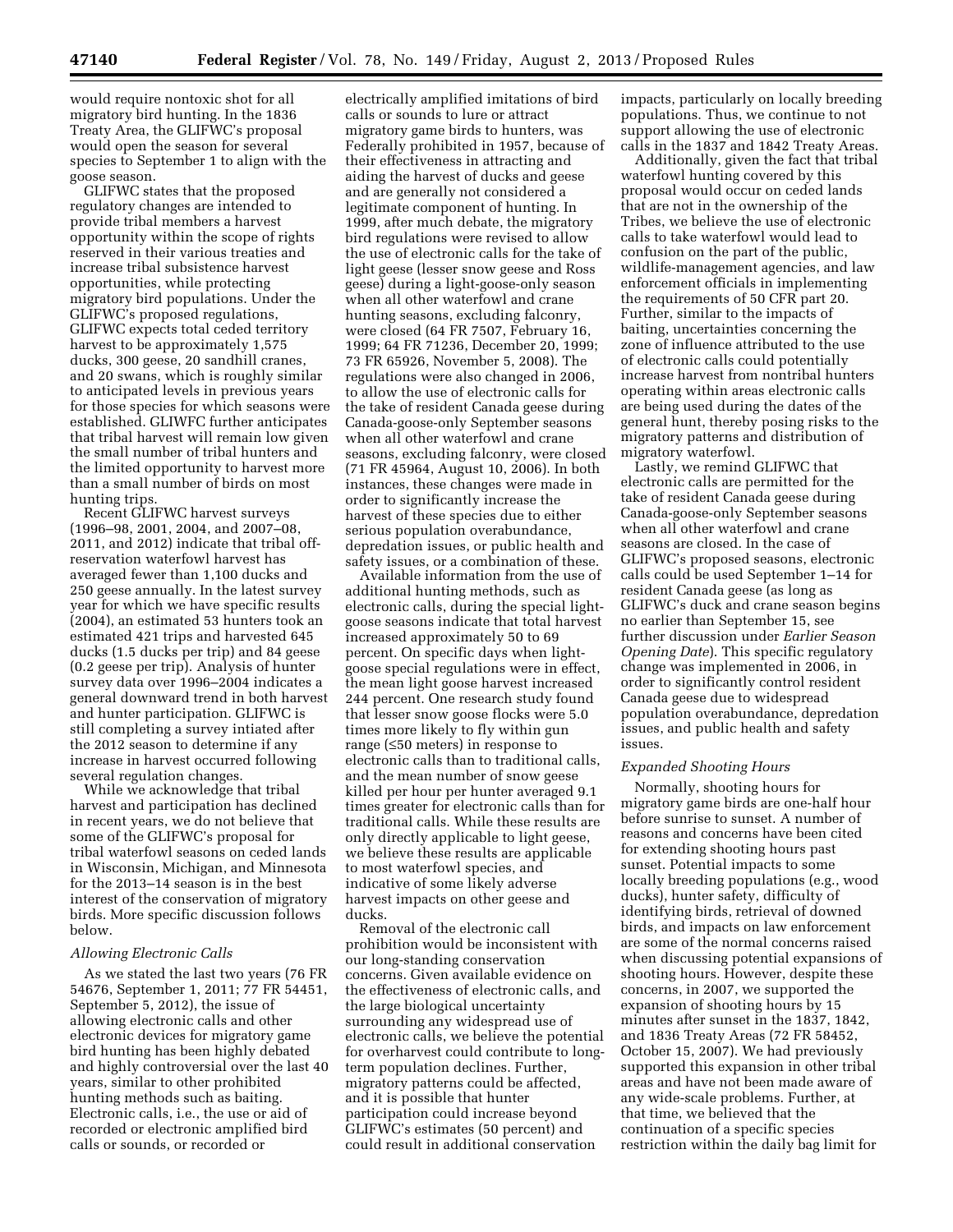would require nontoxic shot for all migratory bird hunting. In the 1836 Treaty Area, the GLIFWC's proposal would open the season for several species to September 1 to align with the goose season.

GLIFWC states that the proposed regulatory changes are intended to provide tribal members a harvest opportunity within the scope of rights reserved in their various treaties and increase tribal subsistence harvest opportunities, while protecting migratory bird populations. Under the GLIFWC's proposed regulations, GLIFWC expects total ceded territory harvest to be approximately 1,575 ducks, 300 geese, 20 sandhill cranes, and 20 swans, which is roughly similar to anticipated levels in previous years for those species for which seasons were established. GLIWFC further anticipates that tribal harvest will remain low given the small number of tribal hunters and the limited opportunity to harvest more than a small number of birds on most hunting trips.

Recent GLIFWC harvest surveys (1996–98, 2001, 2004, and 2007–08, 2011, and 2012) indicate that tribal off-reservation waterfowl harvest has averaged fewer than 1,100 ducks and 250 geese annually. In the latest survey year for which we have specific results (2004), an estimated 53 hunters took an estimated 421 trips and harvested 645 ducks (1.5 ducks per trip) and 84 geese (0.2 geese per trip). Analysis of hunter survey data over 1996–2004 indicates a general downward trend in both harvest and hunter participation. GLIFWC is still completing a survey intiated after the 2012 season to determine if any increase in harvest occurred following several regulation changes.

While we acknowledge that tribal harvest and participation has declined in recent years, we do not believe that some of the GLIFWC's proposal for tribal waterfowl seasons on ceded lands in Wisconsin, Michigan, and Minnesota for the 2013–14 season is in the best interest of the conservation of migratory birds. More specific discussion follows below.

*Allowing Electronic Calls*

As we stated the last two years (76 FR 54676, September 1, 2011; 77 FR 54451, September 5, 2012), the issue of allowing electronic calls and other electronic devices for migratory game bird hunting has been highly debated and highly controversial over the last 40 years, similar to other prohibited hunting methods such as baiting. Electronic calls, i.e., the use or aid of recorded or electronic amplified bird calls or sounds, or recorded or electrically amplified imitations of bird calls or sounds to lure or attract migratory game birds to hunters, was Federally prohibited in 1957, because of their effectiveness in attracting and aiding the harvest of ducks and geese and are generally not considered a legitimate component of hunting. In 1999, after much debate, the migratory bird regulations were revised to allow the use of electronic calls for the take of light geese (lesser snow geese and Ross geese) during a light-goose-only season when all other waterfowl and crane hunting seasons, excluding falconry, were closed (64 FR 7507, February 16, 1999; 64 FR 71236, December 20, 1999; 73 FR 65926, November 5, 2008). The regulations were also changed in 2006, to allow the use of electronic calls for the take of resident Canada geese during Canada-goose-only September seasons when all other waterfowl and crane seasons, excluding falconry, were closed (71 FR 45964, August 10, 2006). In both instances, these changes were made in order to significantly increase the harvest of these species due to either serious population overabundance, depredation issues, or public health and safety issues, or a combination of these.

Available information from the use of additional hunting methods, such as electronic calls, during the special light-goose seasons indicate that total harvest increased approximately 50 to 69 percent. On specific days when light-goose special regulations were in effect, the mean light goose harvest increased 244 percent. One research study found that lesser snow goose flocks were 5.0 times more likely to fly within gun range (≤50 meters) in response to electronic calls than to traditional calls, and the mean number of snow geese killed per hour per hunter averaged 9.1 times greater for electronic calls than for traditional calls. While these results are only directly applicable to light geese, we believe these results are applicable to most waterfowl species, and indicative of some likely adverse harvest impacts on other geese and ducks.

Removal of the electronic call prohibition would be inconsistent with our long-standing conservation concerns. Given available evidence on the effectiveness of electronic calls, and the large biological uncertainty surrounding any widespread use of electronic calls, we believe the potential for overharvest could contribute to long-term population declines. Further, migratory patterns could be affected, and it is possible that hunter participation could increase beyond GLIFWC's estimates (50 percent) and could result in additional conservation impacts, particularly on locally breeding populations. Thus, we continue to not support allowing the use of electronic calls in the 1837 and 1842 Treaty Areas.

Additionally, given the fact that tribal waterfowl hunting covered by this proposal would occur on ceded lands that are not in the ownership of the Tribes, we believe the use of electronic calls to take waterfowl would lead to confusion on the part of the public, wildlife-management agencies, and law enforcement officials in implementing the requirements of 50 CFR part 20. Further, similar to the impacts of baiting, uncertainties concerning the zone of influence attributed to the use of electronic calls could potentially increase harvest from nontribal hunters operating within areas electronic calls are being used during the dates of the general hunt, thereby posing risks to the migratory patterns and distribution of migratory waterfowl.

Lastly, we remind GLIFWC that electronic calls are permitted for the take of resident Canada geese during Canada-goose-only September seasons when all other waterfowl and crane seasons are closed. In the case of GLIFWC's proposed seasons, electronic calls could be used September 1–14 for resident Canada geese (as long as GLIFWC's duck and crane season begins no earlier than September 15, see further discussion under *Earlier Season Opening Date*). This specific regulatory change was implemented in 2006, in order to significantly control resident Canada geese due to widespread population overabundance, depredation issues, and public health and safety issues.

*Expanded Shooting Hours*

Normally, shooting hours for migratory game birds are one-half hour before sunrise to sunset. A number of reasons and concerns have been cited for extending shooting hours past sunset. Potential impacts to some locally breeding populations (e.g., wood ducks), hunter safety, difficulty of identifying birds, retrieval of downed birds, and impacts on law enforcement are some of the normal concerns raised when discussing potential expansions of shooting hours. However, despite these concerns, in 2007, we supported the expansion of shooting hours by 15 minutes after sunset in the 1837, 1842, and 1836 Treaty Areas (72 FR 58452, October 15, 2007). We had previously supported this expansion in other tribal areas and have not been made aware of any wide-scale problems. Further, at that time, we believed that the continuation of a specific species restriction within the daily bag limit for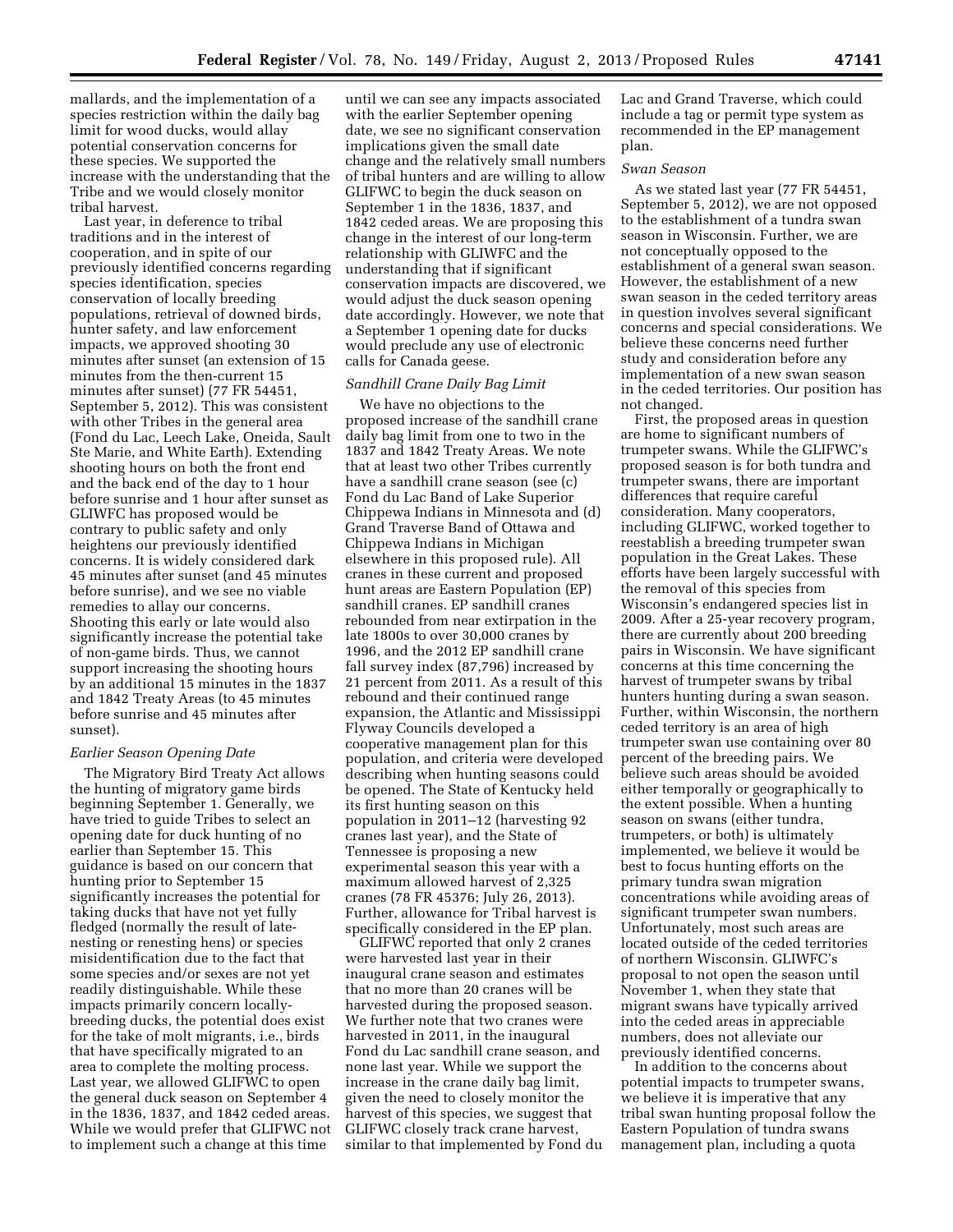mallards, and the implementation of a species restriction within the daily bag limit for wood ducks, would allay potential conservation concerns for these species. We supported the increase with the understanding that the Tribe and we would closely monitor tribal harvest.

Last year, in deference to tribal traditions and in the interest of cooperation, and in spite of our previously identified concerns regarding species identification, species conservation of locally breeding populations, retrieval of downed birds, hunter safety, and law enforcement impacts, we approved shooting 30 minutes after sunset (an extension of 15 minutes from the then-current 15 minutes after sunset) (77 FR 54451, September 5, 2012). This was consistent with other Tribes in the general area (Fond du Lac, Leech Lake, Oneida, Sault Ste Marie, and White Earth). Extending shooting hours on both the front end and the back end of the day to 1 hour before sunrise and 1 hour after sunset as GLIWFC has proposed would be contrary to public safety and only heightens our previously identified concerns. It is widely considered dark 45 minutes after sunset (and 45 minutes before sunrise), and we see no viable remedies to allay our concerns. Shooting this early or late would also significantly increase the potential take of non-game birds. Thus, we cannot support increasing the shooting hours by an additional 15 minutes in the 1837 and 1842 Treaty Areas (to 45 minutes before sunrise and 45 minutes after sunset).

*Earlier Season Opening Date*

The Migratory Bird Treaty Act allows the hunting of migratory game birds beginning September 1. Generally, we have tried to guide Tribes to select an opening date for duck hunting of no earlier than September 15. This guidance is based on our concern that hunting prior to September 15 significantly increases the potential for taking ducks that have not yet fully fledged (normally the result of late-nesting or renesting hens) or species misidentification due to the fact that some species and/or sexes are not yet readily distinguishable. While these impacts primarily concern locally-breeding ducks, the potential does exist for the take of molt migrants, i.e., birds that have specifically migrated to an area to complete the molting process. Last year, we allowed GLIFWC to open the general duck season on September 4 in the 1836, 1837, and 1842 ceded areas. While we would prefer that GLIFWC not to implement such a change at this time until we can see any impacts associated with the earlier September opening date, we see no significant conservation implications given the small date change and the relatively small numbers of tribal hunters and are willing to allow GLIWFC to begin the duck season on September 1 in the 1836, 1837, and 1842 ceded areas. We are proposing this change in the interest of our long-term relationship with GLIWFC and the understanding that if significant conservation impacts are discovered, we would adjust the duck season opening date accordingly. However, we note that a September 1 opening date for ducks would preclude any use of electronic calls for Canada geese.

*Sandhill Crane Daily Bag Limit*

We have no objections to the proposed increase of the sandhill crane daily bag limit from one to two in the 1837 and 1842 Treaty Areas. We note that at least two other Tribes currently have a sandhill crane season (see (c) Fond du Lac Band of Lake Superior Chippewa Indians in Minnesota and (d) Grand Traverse Band of Ottawa and Chippewa Indians in Michigan elsewhere in this proposed rule). All cranes in these current and proposed hunt areas are Eastern Population (EP) sandhill cranes. EP sandhill cranes rebounded from near extirpation in the late 1800s to over 30,000 cranes by 1996, and the 2012 EP sandhill crane fall survey index (87,796) increased by 21 percent from 2011. As a result of this rebound and their continued range expansion, the Atlantic and Mississippi Flyway Councils developed a cooperative management plan for this population, and criteria were developed describing when hunting seasons could be opened. The State of Kentucky held its first hunting season on this population in 2011–12 (harvesting 92 cranes last year), and the State of Tennessee is proposing a new experimental season this year with a maximum allowed harvest of 2,325 cranes (78 FR 45376; July 26, 2013). Further, allowance for Tribal harvest is specifically considered in the EP plan.

GLIWFC reported that only 2 cranes were harvested last year in their inaugural crane season and estimates that no more than 20 cranes will be harvested during the proposed season. We further note that two cranes were harvested in 2011, in the inaugural Fond du Lac sandhill crane season, and none last year. While we support the increase in the crane daily bag limit, given the need to closely monitor the harvest of this species, we suggest that GLIFWC closely track crane harvest, similar to that implemented by Fond du Lac and Grand Traverse, which could include a tag or permit type system as recommended in the EP management plan.

*Swan Season*

As we stated last year (77 FR 54451, September 5, 2012), we are not opposed to the establishment of a tundra swan season in Wisconsin. Further, we are not conceptually opposed to the establishment of a general swan season. However, the establishment of a new swan season in the ceded territory areas in question involves several significant concerns and special considerations. We believe these concerns need further study and consideration before any implementation of a new swan season in the ceded territories. Our position has not changed.

First, the proposed areas in question are home to significant numbers of trumpeter swans. While the GLIFWC's proposed season is for both tundra and trumpeter swans, there are important differences that require careful consideration. Many cooperators, including GLIFWC, worked together to reestablish a breeding trumpeter swan population in the Great Lakes. These efforts have been largely successful with the removal of this species from Wisconsin's endangered species list in 2009. After a 25-year recovery program, there are currently about 200 breeding pairs in Wisconsin. We have significant concerns at this time concerning the harvest of trumpeter swans by tribal hunters hunting during a swan season. Further, within Wisconsin, the northern ceded territory is an area of high trumpeter swan use containing over 80 percent of the breeding pairs. We believe such areas should be avoided either temporally or geographically to the extent possible. When a hunting season on swans (either tundra, trumpeters, or both) is ultimately implemented, we believe it would be best to focus hunting efforts on the primary tundra swan migration concentrations while avoiding areas of significant trumpeter swan numbers. Unfortunately, most such areas are located outside of the ceded territories of northern Wisconsin. GLIWFC's proposal to not open the season until November 1, when they state that migrant swans have typically arrived into the ceded areas in appreciable numbers, does not alleviate our previously identified concerns.

In addition to the concerns about potential impacts to trumpeter swans, we believe it is imperative that any tribal swan hunting proposal follow the Eastern Population of tundra swans management plan, including a quota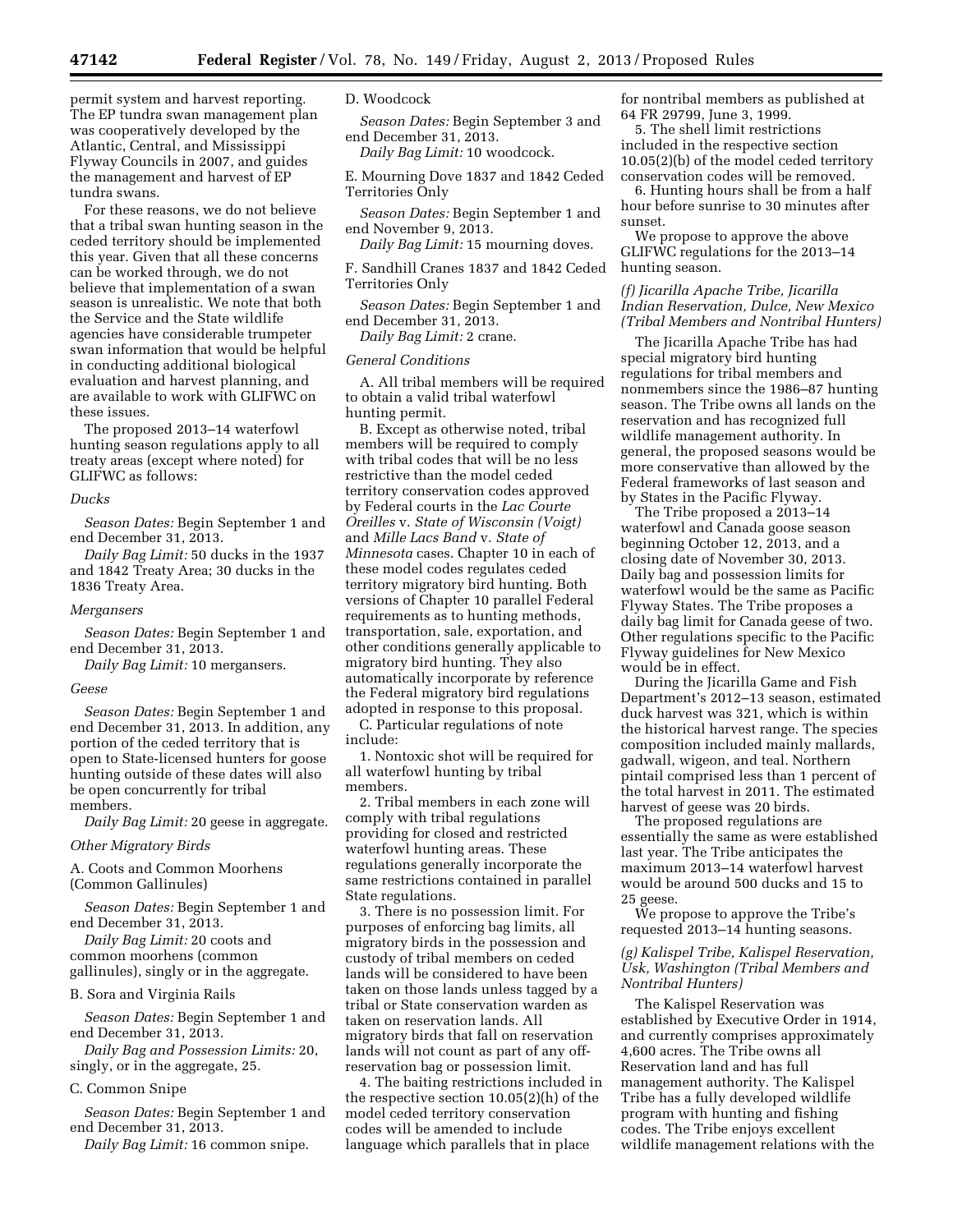permit system and harvest reporting. The EP tundra swan management plan was cooperatively developed by the Atlantic, Central, and Mississippi Flyway Councils in 2007, and guides the management and harvest of EP tundra swans.

For these reasons, we do not believe that a tribal swan hunting season in the ceded territory should be implemented this year. Given that all these concerns can be worked through, we do not believe that implementation of a swan season is unrealistic. We note that both the Service and the State wildlife agencies have considerable trumpeter swan information that would be helpful in conducting additional biological evaluation and harvest planning, and are available to work with GLIFWC on these issues.

The proposed 2013–14 waterfowl hunting season regulations apply to all treaty areas (except where noted) for GLIFWC as follows:

*Ducks*

*Season Dates:* Begin September 1 and end December 31, 2013.

*Daily Bag Limit:* 50 ducks in the 1937 and 1842 Treaty Area; 30 ducks in the 1836 Treaty Area.

*Mergansers*

*Season Dates:* Begin September 1 and end December 31, 2013.

*Daily Bag Limit:* 10 mergansers.

*Geese*

*Season Dates:* Begin September 1 and end December 31, 2013. In addition, any portion of the ceded territory that is open to State-licensed hunters for goose hunting outside of these dates will also be open concurrently for tribal members.

*Daily Bag Limit:* 20 geese in aggregate.

*Other Migratory Birds*

A. Coots and Common Moorhens (Common Gallinules)

*Season Dates:* Begin September 1 and end December 31, 2013.

*Daily Bag Limit:* 20 coots and common moorhens (common gallinules), singly or in the aggregate.

B. Sora and Virginia Rails

*Season Dates:* Begin September 1 and end December 31, 2013.

*Daily Bag and Possession Limits:* 20, singly, or in the aggregate, 25.

C. Common Snipe

*Season Dates:* Begin September 1 and end December 31, 2013.

*Daily Bag Limit:* 16 common snipe.

D. Woodcock

*Season Dates:* Begin September 3 and end December 31, 2013.

*Daily Bag Limit:* 10 woodcock.

E. Mourning Dove 1837 and 1842 Ceded Territories Only

*Season Dates:* Begin September 1 and end November 9, 2013.

*Daily Bag Limit:* 15 mourning doves.

F. Sandhill Cranes 1837 and 1842 Ceded Territories Only

*Season Dates:* Begin September 1 and end December 31, 2013.

*Daily Bag Limit:* 2 crane.

*General Conditions*

A. All tribal members will be required to obtain a valid tribal waterfowl hunting permit.

B. Except as otherwise noted, tribal members will be required to comply with tribal codes that will be no less restrictive than the model ceded territory conservation codes approved by Federal courts in the *Lac Courte Oreilles* v. *State of Wisconsin (Voigt)* and *Mille Lacs Band* v. *State of Minnesota* cases. Chapter 10 in each of these model codes regulates ceded territory migratory bird hunting. Both versions of Chapter 10 parallel Federal requirements as to hunting methods, transportation, sale, exportation, and other conditions generally applicable to migratory bird hunting. They also automatically incorporate by reference the Federal migratory bird regulations adopted in response to this proposal.

C. Particular regulations of note include:

1. Nontoxic shot will be required for all waterfowl hunting by tribal members.

2. Tribal members in each zone will comply with tribal regulations providing for closed and restricted waterfowl hunting areas. These regulations generally incorporate the same restrictions contained in parallel State regulations.

3. There is no possession limit. For purposes of enforcing bag limits, all migratory birds in the possession and custody of tribal members on ceded lands will be considered to have been taken on those lands unless tagged by a tribal or State conservation warden as taken on reservation lands. All migratory birds that fall on reservation lands will not count as part of any off-reservation bag or possession limit.

4. The baiting restrictions included in the respective section 10.05(2)(h) of the model ceded territory conservation codes will be amended to include language which parallels that in place for nontribal members as published at 64 FR 29799, June 3, 1999.

5. The shell limit restrictions included in the respective section 10.05(2)(b) of the model ceded territory conservation codes will be removed.

6. Hunting hours shall be from a half hour before sunrise to 30 minutes after sunset.

We propose to approve the above GLIFWC regulations for the 2013–14 hunting season.

*(f) Jicarilla Apache Tribe, Jicarilla Indian Reservation, Dulce, New Mexico (Tribal Members and Nontribal Hunters)*

The Jicarilla Apache Tribe has had special migratory bird hunting regulations for tribal members and nonmembers since the 1986–87 hunting season. The Tribe owns all lands on the reservation and has recognized full wildlife management authority. In general, the proposed seasons would be more conservative than allowed by the Federal frameworks of last season and by States in the Pacific Flyway.

The Tribe proposed a 2013–14 waterfowl and Canada goose season beginning October 12, 2013, and a closing date of November 30, 2013. Daily bag and possession limits for waterfowl would be the same as Pacific Flyway States. The Tribe proposes a daily bag limit for Canada geese of two. Other regulations specific to the Pacific Flyway guidelines for New Mexico would be in effect.

During the Jicarilla Game and Fish Department's 2012–13 season, estimated duck harvest was 321, which is within the historical harvest range. The species composition included mainly mallards, gadwall, wigeon, and teal. Northern pintail comprised less than 1 percent of the total harvest in 2011. The estimated harvest of geese was 20 birds.

The proposed regulations are essentially the same as were established last year. The Tribe anticipates the maximum 2013–14 waterfowl harvest would be around 500 ducks and 15 to 25 geese.

We propose to approve the Tribe's requested 2013–14 hunting seasons.

*(g) Kalispel Tribe, Kalispel Reservation, Usk, Washington (Tribal Members and Nontribal Hunters)*

The Kalispel Reservation was established by Executive Order in 1914, and currently comprises approximately 4,600 acres. The Tribe owns all Reservation land and has full management authority. The Kalispel Tribe has a fully developed wildlife program with hunting and fishing codes. The Tribe enjoys excellent wildlife management relations with the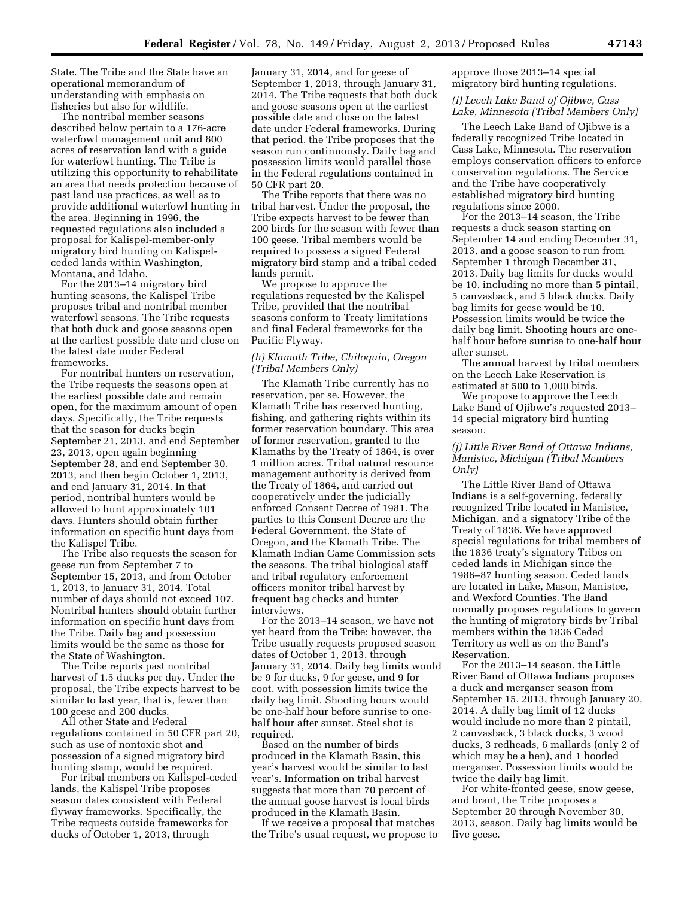State. The Tribe and the State have an operational memorandum of understanding with emphasis on fisheries but also for wildlife.

The nontribal member seasons described below pertain to a 176-acre waterfowl management unit and 800 acres of reservation land with a guide for waterfowl hunting. The Tribe is utilizing this opportunity to rehabilitate an area that needs protection because of past land use practices, as well as to provide additional waterfowl hunting in the area. Beginning in 1996, the requested regulations also included a proposal for Kalispel-member-only migratory bird hunting on Kalispel-ceded lands within Washington, Montana, and Idaho.

For the 2013–14 migratory bird hunting seasons, the Kalispel Tribe proposes tribal and nontribal member waterfowl seasons. The Tribe requests that both duck and goose seasons open at the earliest possible date and close on the latest date under Federal frameworks.

For nontribal hunters on reservation, the Tribe requests the seasons open at the earliest possible date and remain open, for the maximum amount of open days. Specifically, the Tribe requests that the season for ducks begin September 21, 2013, and end September 23, 2013, open again beginning September 28, and end September 30, 2013, and then begin October 1, 2013, and end January 31, 2014. In that period, nontribal hunters would be allowed to hunt approximately 101 days. Hunters should obtain further information on specific hunt days from the Kalispel Tribe.

The Tribe also requests the season for geese run from September 7 to September 15, 2013, and from October 1, 2013, to January 31, 2014. Total number of days should not exceed 107. Nontribal hunters should obtain further information on specific hunt days from the Tribe. Daily bag and possession limits would be the same as those for the State of Washington.

The Tribe reports past nontribal harvest of 1.5 ducks per day. Under the proposal, the Tribe expects harvest to be similar to last year, that is, fewer than 100 geese and 200 ducks.

All other State and Federal regulations contained in 50 CFR part 20, such as use of nontoxic shot and possession of a signed migratory bird hunting stamp, would be required.

For tribal members on Kalispel-ceded lands, the Kalispel Tribe proposes season dates consistent with Federal flyway frameworks. Specifically, the Tribe requests outside frameworks for ducks of October 1, 2013, through January 31, 2014, and for geese of September 1, 2013, through January 31, 2014. The Tribe requests that both duck and goose seasons open at the earliest possible date and close on the latest date under Federal frameworks. During that period, the Tribe proposes that the season run continuously. Daily bag and possession limits would parallel those in the Federal regulations contained in 50 CFR part 20.

The Tribe reports that there was no tribal harvest. Under the proposal, the Tribe expects harvest to be fewer than 200 birds for the season with fewer than 100 geese. Tribal members would be required to possess a signed Federal migratory bird stamp and a tribal ceded lands permit.

We propose to approve the regulations requested by the Kalispel Tribe, provided that the nontribal seasons conform to Treaty limitations and final Federal frameworks for the Pacific Flyway.

*(h) Klamath Tribe, Chiloquin, Oregon (Tribal Members Only)*

The Klamath Tribe currently has no reservation, per se. However, the Klamath Tribe has reserved hunting, fishing, and gathering rights within its former reservation boundary. This area of former reservation, granted to the Klamaths by the Treaty of 1864, is over 1 million acres. Tribal natural resource management authority is derived from the Treaty of 1864, and carried out cooperatively under the judicially enforced Consent Decree of 1981. The parties to this Consent Decree are the Federal Government, the State of Oregon, and the Klamath Tribe. The Klamath Indian Game Commission sets the seasons. The tribal biological staff and tribal regulatory enforcement officers monitor tribal harvest by frequent bag checks and hunter interviews.

For the 2013–14 season, we have not yet heard from the Tribe; however, the Tribe usually requests proposed season dates of October 1, 2013, through January 31, 2014. Daily bag limits would be 9 for ducks, 9 for geese, and 9 for coot, with possession limits twice the daily bag limit. Shooting hours would be one-half hour before sunrise to one-half hour after sunset. Steel shot is required.

Based on the number of birds produced in the Klamath Basin, this year's harvest would be similar to last year's. Information on tribal harvest suggests that more than 70 percent of the annual goose harvest is local birds produced in the Klamath Basin.

If we receive a proposal that matches the Tribe's usual request, we propose to approve those 2013–14 special migratory bird hunting regulations.

*(i) Leech Lake Band of Ojibwe, Cass Lake, Minnesota (Tribal Members Only)*

The Leech Lake Band of Ojibwe is a federally recognized Tribe located in Cass Lake, Minnesota. The reservation employs conservation officers to enforce conservation regulations. The Service and the Tribe have cooperatively established migratory bird hunting regulations since 2000.

For the 2013–14 season, the Tribe requests a duck season starting on September 14 and ending December 31, 2013, and a goose season to run from September 1 through December 31, 2013. Daily bag limits for ducks would be 10, including no more than 5 pintail, 5 canvasback, and 5 black ducks. Daily bag limits for geese would be 10. Possession limits would be twice the daily bag limit. Shooting hours are one-half hour before sunrise to one-half hour after sunset.

The annual harvest by tribal members on the Leech Lake Reservation is estimated at 500 to 1,000 birds.

We propose to approve the Leech Lake Band of Ojibwe's requested 2013–14 special migratory bird hunting season.

*(j) Little River Band of Ottawa Indians, Manistee, Michigan (Tribal Members Only)*

The Little River Band of Ottawa Indians is a self-governing, federally recognized Tribe located in Manistee, Michigan, and a signatory Tribe of the Treaty of 1836. We have approved special regulations for tribal members of the 1836 treaty's signatory Tribes on ceded lands in Michigan since the 1986–87 hunting season. Ceded lands are located in Lake, Mason, Manistee, and Wexford Counties. The Band normally proposes regulations to govern the hunting of migratory birds by Tribal members within the 1836 Ceded Territory as well as on the Band's Reservation.

For the 2013–14 season, the Little River Band of Ottawa Indians proposes a duck and merganser season from September 15, 2013, through January 20, 2014. A daily bag limit of 12 ducks would include no more than 2 pintail, 2 canvasback, 3 black ducks, 3 wood ducks, 3 redheads, 6 mallards (only 2 of which may be a hen), and 1 hooded merganser. Possession limits would be twice the daily bag limit.

For white-fronted geese, snow geese, and brant, the Tribe proposes a September 20 through November 30, 2013, season. Daily bag limits would be five geese.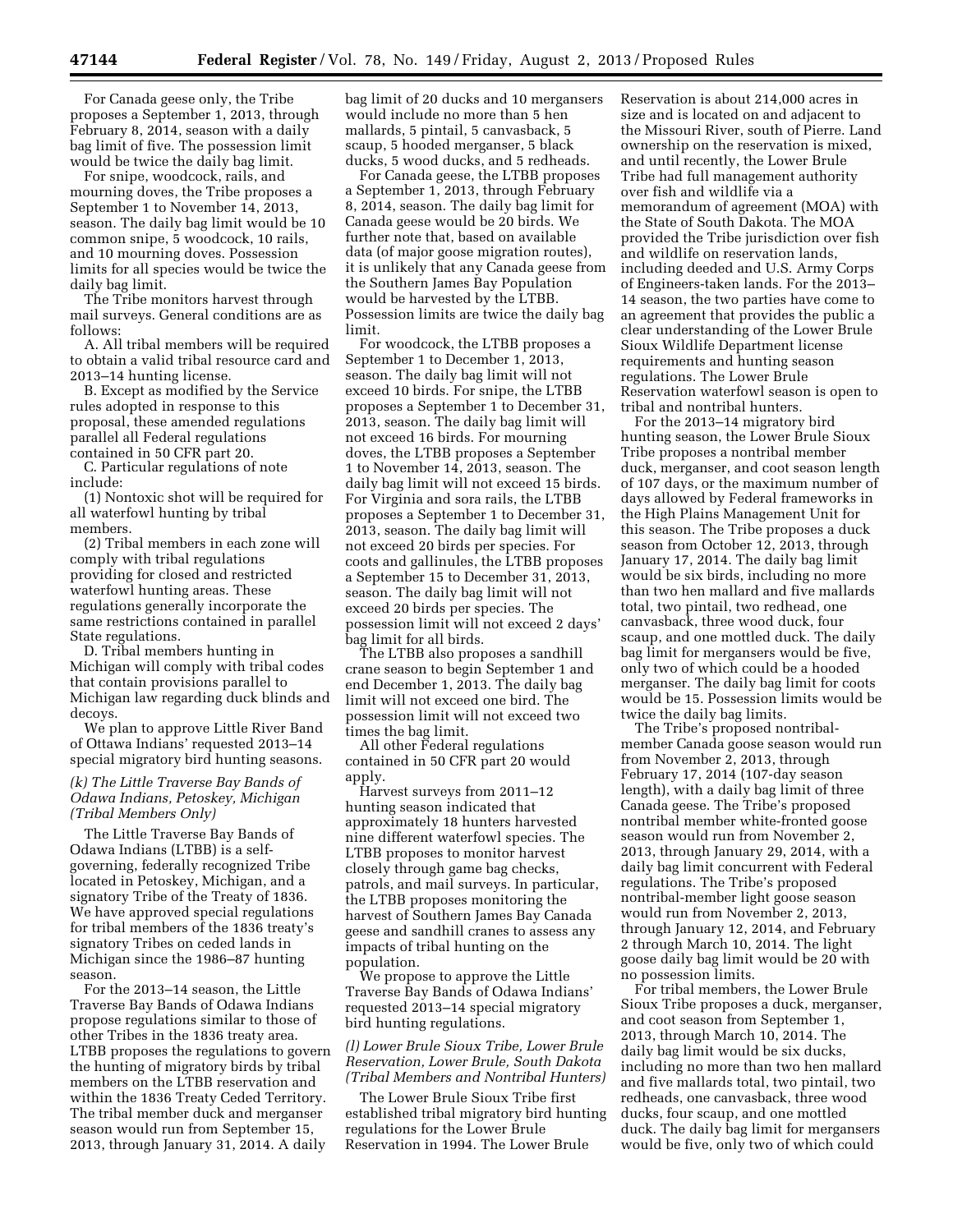For Canada geese only, the Tribe proposes a September 1, 2013, through February 8, 2014, season with a daily bag limit of five. The possession limit would be twice the daily bag limit.

For snipe, woodcock, rails, and mourning doves, the Tribe proposes a September 1 to November 14, 2013, season. The daily bag limit would be 10 common snipe, 5 woodcock, 10 rails, and 10 mourning doves. Possession limits for all species would be twice the daily bag limit.

The Tribe monitors harvest through mail surveys. General conditions are as follows:

A. All tribal members will be required to obtain a valid tribal resource card and 2013–14 hunting license.

B. Except as modified by the Service rules adopted in response to this proposal, these amended regulations parallel all Federal regulations contained in 50 CFR part 20.

C. Particular regulations of note include:

(1) Nontoxic shot will be required for all waterfowl hunting by tribal members.

(2) Tribal members in each zone will comply with tribal regulations providing for closed and restricted waterfowl hunting areas. These regulations generally incorporate the same restrictions contained in parallel State regulations.

D. Tribal members hunting in Michigan will comply with tribal codes that contain provisions parallel to Michigan law regarding duck blinds and decoys.

We plan to approve Little River Band of Ottawa Indians' requested 2013–14 special migratory bird hunting seasons.

*(k) The Little Traverse Bay Bands of Odawa Indians, Petoskey, Michigan (Tribal Members Only)*

The Little Traverse Bay Bands of Odawa Indians (LTBB) is a self-governing, federally recognized Tribe located in Petoskey, Michigan, and a signatory Tribe of the Treaty of 1836. We have approved special regulations for tribal members of the 1836 treaty's signatory Tribes on ceded lands in Michigan since the 1986–87 hunting season.

For the 2013–14 season, the Little Traverse Bay Bands of Odawa Indians propose regulations similar to those of other Tribes in the 1836 treaty area. LTBB proposes the regulations to govern the hunting of migratory birds by tribal members on the LTBB reservation and within the 1836 Treaty Ceded Territory. The tribal member duck and merganser season would run from September 15, 2013, through January 31, 2014. A daily bag limit of 20 ducks and 10 mergansers would include no more than 5 hen mallards, 5 pintail, 5 canvasback, 5 scaup, 5 hooded merganser, 5 black ducks, 5 wood ducks, and 5 redheads.

For Canada geese, the LTBB proposes a September 1, 2013, through February 8, 2014, season. The daily bag limit for Canada geese would be 20 birds. We further note that, based on available data (of major goose migration routes), it is unlikely that any Canada geese from the Southern James Bay Population would be harvested by the LTBB. Possession limits are twice the daily bag limit.

For woodcock, the LTBB proposes a September 1 to December 1, 2013, season. The daily bag limit will not exceed 10 birds. For snipe, the LTBB proposes a September 1 to December 31, 2013, season. The daily bag limit will not exceed 16 birds. For mourning doves, the LTBB proposes a September 1 to November 14, 2013, season. The daily bag limit will not exceed 15 birds. For Virginia and sora rails, the LTBB proposes a September 1 to December 31, 2013, season. The daily bag limit will not exceed 20 birds per species. For coots and gallinules, the LTBB proposes a September 15 to December 31, 2013, season. The daily bag limit will not exceed 20 birds per species. The possession limit will not exceed 2 days' bag limit for all birds.

The LTBB also proposes a sandhill crane season to begin September 1 and end December 1, 2013. The daily bag limit will not exceed one bird. The possession limit will not exceed two times the bag limit.

All other Federal regulations contained in 50 CFR part 20 would apply.

Harvest surveys from 2011–12 hunting season indicated that approximately 18 hunters harvested nine different waterfowl species. The LTBB proposes to monitor harvest closely through game bag checks, patrols, and mail surveys. In particular, the LTBB proposes monitoring the harvest of Southern James Bay Canada geese and sandhill cranes to assess any impacts of tribal hunting on the population.

We propose to approve the Little Traverse Bay Bands of Odawa Indians' requested 2013–14 special migratory bird hunting regulations.

*(l) Lower Brule Sioux Tribe, Lower Brule Reservation, Lower Brule, South Dakota (Tribal Members and Nontribal Hunters)*

The Lower Brule Sioux Tribe first established tribal migratory bird hunting regulations for the Lower Brule Reservation in 1994. The Lower Brule Reservation is about 214,000 acres in size and is located on and adjacent to the Missouri River, south of Pierre. Land ownership on the reservation is mixed, and until recently, the Lower Brule Tribe had full management authority over fish and wildlife via a memorandum of agreement (MOA) with the State of South Dakota. The MOA provided the Tribe jurisdiction over fish and wildlife on reservation lands, including deeded and U.S. Army Corps of Engineers-taken lands. For the 2013–14 season, the two parties have come to an agreement that provides the public a clear understanding of the Lower Brule Sioux Wildlife Department license requirements and hunting season regulations. The Lower Brule Reservation waterfowl season is open to tribal and nontribal hunters.

For the 2013–14 migratory bird hunting season, the Lower Brule Sioux Tribe proposes a nontribal member duck, merganser, and coot season length of 107 days, or the maximum number of days allowed by Federal frameworks in the High Plains Management Unit for this season. The Tribe proposes a duck season from October 12, 2013, through January 17, 2014. The daily bag limit would be six birds, including no more than two hen mallard and five mallards total, two pintail, two redhead, one canvasback, three wood duck, four scaup, and one mottled duck. The daily bag limit for mergansers would be five, only two of which could be a hooded merganser. The daily bag limit for coots would be 15. Possession limits would be twice the daily bag limits.

The Tribe's proposed nontribal-member Canada goose season would run from November 2, 2013, through February 17, 2014 (107-day season length), with a daily bag limit of three Canada geese. The Tribe's proposed nontribal member white-fronted goose season would run from November 2, 2013, through January 29, 2014, with a daily bag limit concurrent with Federal regulations. The Tribe's proposed nontribal-member light goose season would run from November 2, 2013, through January 12, 2014, and February 2 through March 10, 2014. The light goose daily bag limit would be 20 with no possession limits.

For tribal members, the Lower Brule Sioux Tribe proposes a duck, merganser, and coot season from September 1, 2013, through March 10, 2014. The daily bag limit would be six ducks, including no more than two hen mallard and five mallards total, two pintail, two redheads, one canvasback, three wood ducks, four scaup, and one mottled duck. The daily bag limit for mergansers would be five, only two of which could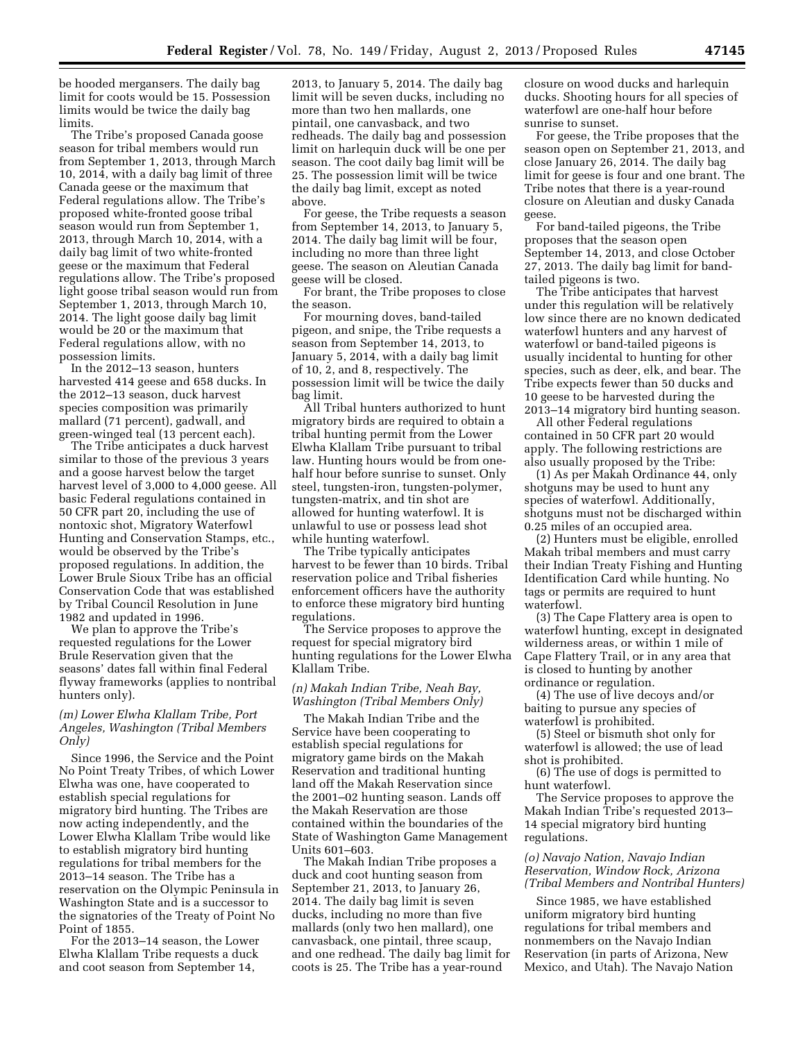be hooded mergansers. The daily bag limit for coots would be 15. Possession limits would be twice the daily bag limits.

The Tribe's proposed Canada goose season for tribal members would run from September 1, 2013, through March 10, 2014, with a daily bag limit of three Canada geese or the maximum that Federal regulations allow. The Tribe's proposed white-fronted goose tribal season would run from September 1, 2013, through March 10, 2014, with a daily bag limit of two white-fronted geese or the maximum that Federal regulations allow. The Tribe's proposed light goose tribal season would run from September 1, 2013, through March 10, 2014. The light goose daily bag limit would be 20 or the maximum that Federal regulations allow, with no possession limits.

In the 2012–13 season, hunters harvested 414 geese and 658 ducks. In the 2012–13 season, duck harvest species composition was primarily mallard (71 percent), gadwall, and green-winged teal (13 percent each).

The Tribe anticipates a duck harvest similar to those of the previous 3 years and a goose harvest below the target harvest level of 3,000 to 4,000 geese. All basic Federal regulations contained in 50 CFR part 20, including the use of nontoxic shot, Migratory Waterfowl Hunting and Conservation Stamps, etc., would be observed by the Tribe's proposed regulations. In addition, the Lower Brule Sioux Tribe has an official Conservation Code that was established by Tribal Council Resolution in June 1982 and updated in 1996.

We plan to approve the Tribe's requested regulations for the Lower Brule Reservation given that the seasons' dates fall within final Federal flyway frameworks (applies to nontribal hunters only).

### *(m) Lower Elwha Klallam Tribe, Port Angeles, Washington (Tribal Members Only)*

Since 1996, the Service and the Point No Point Treaty Tribes, of which Lower Elwha was one, have cooperated to establish special regulations for migratory bird hunting. The Tribes are now acting independently, and the Lower Elwha Klallam Tribe would like to establish migratory bird hunting regulations for tribal members for the 2013–14 season. The Tribe has a reservation on the Olympic Peninsula in Washington State and is a successor to the signatories of the Treaty of Point No Point of 1855.

For the 2013–14 season, the Lower Elwha Klallam Tribe requests a duck and coot season from September 14, 2013, to January 5, 2014. The daily bag limit will be seven ducks, including no more than two hen mallards, one pintail, one canvasback, and two redheads. The daily bag and possession limit on harlequin duck will be one per season. The coot daily bag limit will be 25. The possession limit will be twice the daily bag limit, except as noted above.

For geese, the Tribe requests a season from September 14, 2013, to January 5, 2014. The daily bag limit will be four, including no more than three light geese. The season on Aleutian Canada geese will be closed.

For brant, the Tribe proposes to close the season.

For mourning doves, band-tailed pigeon, and snipe, the Tribe requests a season from September 14, 2013, to January 5, 2014, with a daily bag limit of 10, 2, and 8, respectively. The possession limit will be twice the daily bag limit.

All Tribal hunters authorized to hunt migratory birds are required to obtain a tribal hunting permit from the Lower Elwha Klallam Tribe pursuant to tribal law. Hunting hours would be from one-half hour before sunrise to sunset. Only steel, tungsten-iron, tungsten-polymer, tungsten-matrix, and tin shot are allowed for hunting waterfowl. It is unlawful to use or possess lead shot while hunting waterfowl.

The Tribe typically anticipates harvest to be fewer than 10 birds. Tribal reservation police and Tribal fisheries enforcement officers have the authority to enforce these migratory bird hunting regulations.

The Service proposes to approve the request for special migratory bird hunting regulations for the Lower Elwha Klallam Tribe.

### *(n) Makah Indian Tribe, Neah Bay, Washington (Tribal Members Only)*

The Makah Indian Tribe and the Service have been cooperating to establish special regulations for migratory game birds on the Makah Reservation and traditional hunting land off the Makah Reservation since the 2001–02 hunting season. Lands off the Makah Reservation are those contained within the boundaries of the State of Washington Game Management Units 601–603.

The Makah Indian Tribe proposes a duck and coot hunting season from September 21, 2013, to January 26, 2014. The daily bag limit is seven ducks, including no more than five mallards (only two hen mallard), one canvasback, one pintail, three scaup, and one redhead. The daily bag limit for coots is 25. The Tribe has a year-round closure on wood ducks and harlequin ducks. Shooting hours for all species of waterfowl are one-half hour before sunrise to sunset.

For geese, the Tribe proposes that the season open on September 21, 2013, and close January 26, 2014. The daily bag limit for geese is four and one brant. The Tribe notes that there is a year-round closure on Aleutian and dusky Canada geese.

For band-tailed pigeons, the Tribe proposes that the season open September 14, 2013, and close October 27, 2013. The daily bag limit for band-tailed pigeons is two.

The Tribe anticipates that harvest under this regulation will be relatively low since there are no known dedicated waterfowl hunters and any harvest of waterfowl or band-tailed pigeons is usually incidental to hunting for other species, such as deer, elk, and bear. The Tribe expects fewer than 50 ducks and 10 geese to be harvested during the 2013–14 migratory bird hunting season.

All other Federal regulations contained in 50 CFR part 20 would apply. The following restrictions are also usually proposed by the Tribe:

(1) As per Makah Ordinance 44, only shotguns may be used to hunt any species of waterfowl. Additionally, shotguns must not be discharged within 0.25 miles of an occupied area.

(2) Hunters must be eligible, enrolled Makah tribal members and must carry their Indian Treaty Fishing and Hunting Identification Card while hunting. No tags or permits are required to hunt waterfowl.

(3) The Cape Flattery area is open to waterfowl hunting, except in designated wilderness areas, or within 1 mile of Cape Flattery Trail, or in any area that is closed to hunting by another ordinance or regulation.

(4) The use of live decoys and/or baiting to pursue any species of waterfowl is prohibited.

(5) Steel or bismuth shot only for waterfowl is allowed; the use of lead shot is prohibited.

(6) The use of dogs is permitted to hunt waterfowl.

The Service proposes to approve the Makah Indian Tribe's requested 2013–14 special migratory bird hunting regulations.

### *(o) Navajo Nation, Navajo Indian Reservation, Window Rock, Arizona (Tribal Members and Nontribal Hunters)*

Since 1985, we have established uniform migratory bird hunting regulations for tribal members and nonmembers on the Navajo Indian Reservation (in parts of Arizona, New Mexico, and Utah). The Navajo Nation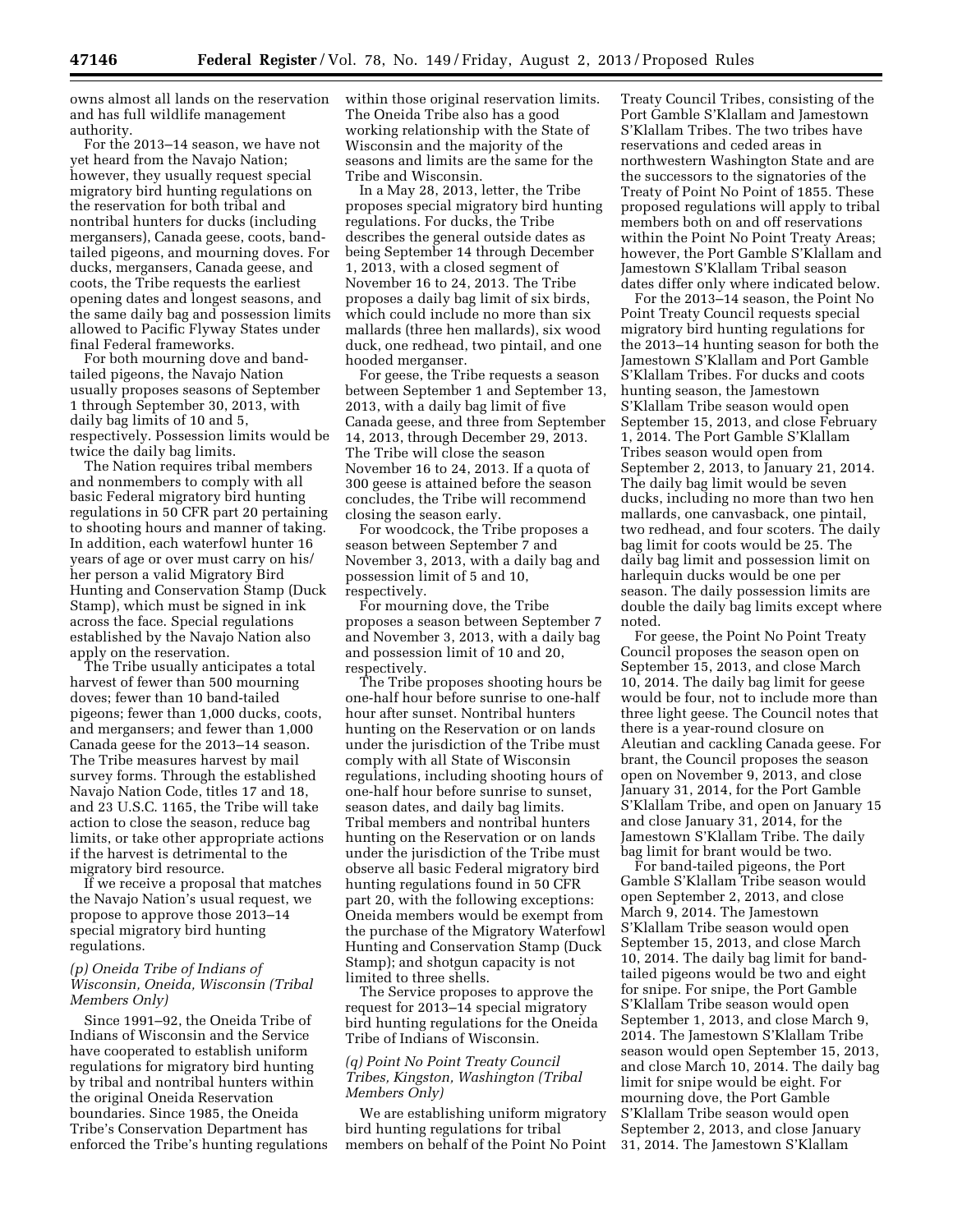owns almost all lands on the reservation and has full wildlife management authority.

For the 2013–14 season, we have not yet heard from the Navajo Nation; however, they usually request special migratory bird hunting regulations on the reservation for both tribal and nontribal hunters for ducks (including mergansers), Canada geese, coots, band-tailed pigeons, and mourning doves. For ducks, mergansers, Canada geese, and coots, the Tribe requests the earliest opening dates and longest seasons, and the same daily bag and possession limits allowed to Pacific Flyway States under final Federal frameworks.

For both mourning dove and band-tailed pigeons, the Navajo Nation usually proposes seasons of September 1 through September 30, 2013, with daily bag limits of 10 and 5, respectively. Possession limits would be twice the daily bag limits.

The Nation requires tribal members and nonmembers to comply with all basic Federal migratory bird hunting regulations in 50 CFR part 20 pertaining to shooting hours and manner of taking. In addition, each waterfowl hunter 16 years of age or over must carry on his/her person a valid Migratory Bird Hunting and Conservation Stamp (Duck Stamp), which must be signed in ink across the face. Special regulations established by the Navajo Nation also apply on the reservation.

The Tribe usually anticipates a total harvest of fewer than 500 mourning doves; fewer than 10 band-tailed pigeons; fewer than 1,000 ducks, coots, and mergansers; and fewer than 1,000 Canada geese for the 2013–14 season. The Tribe measures harvest by mail survey forms. Through the established Navajo Nation Code, titles 17 and 18, and 23 U.S.C. 1165, the Tribe will take action to close the season, reduce bag limits, or take other appropriate actions if the harvest is detrimental to the migratory bird resource.

If we receive a proposal that matches the Navajo Nation's usual request, we propose to approve those 2013–14 special migratory bird hunting regulations.

*(p) Oneida Tribe of Indians of Wisconsin, Oneida, Wisconsin (Tribal Members Only)*

Since 1991–92, the Oneida Tribe of Indians of Wisconsin and the Service have cooperated to establish uniform regulations for migratory bird hunting by tribal and nontribal hunters within the original Oneida Reservation boundaries. Since 1985, the Oneida Tribe's Conservation Department has enforced the Tribe's hunting regulations within those original reservation limits. The Oneida Tribe also has a good working relationship with the State of Wisconsin and the majority of the seasons and limits are the same for the Tribe and Wisconsin.

In a May 28, 2013, letter, the Tribe proposes special migratory bird hunting regulations. For ducks, the Tribe describes the general outside dates as being September 14 through December 1, 2013, with a closed segment of November 16 to 24, 2013. The Tribe proposes a daily bag limit of six birds, which could include no more than six mallards (three hen mallards), six wood duck, one redhead, two pintail, and one hooded merganser.

For geese, the Tribe requests a season between September 1 and September 13, 2013, with a daily bag limit of five Canada geese, and three from September 14, 2013, through December 29, 2013. The Tribe will close the season November 16 to 24, 2013. If a quota of 300 geese is attained before the season concludes, the Tribe will recommend closing the season early.

For woodcock, the Tribe proposes a season between September 7 and November 3, 2013, with a daily bag and possession limit of 5 and 10, respectively.

For mourning dove, the Tribe proposes a season between September 7 and November 3, 2013, with a daily bag and possession limit of 10 and 20, respectively.

The Tribe proposes shooting hours be one-half hour before sunrise to one-half hour after sunset. Nontribal hunters hunting on the Reservation or on lands under the jurisdiction of the Tribe must comply with all State of Wisconsin regulations, including shooting hours of one-half hour before sunrise to sunset, season dates, and daily bag limits. Tribal members and nontribal hunters hunting on the Reservation or on lands under the jurisdiction of the Tribe must observe all basic Federal migratory bird hunting regulations found in 50 CFR part 20, with the following exceptions: Oneida members would be exempt from the purchase of the Migratory Waterfowl Hunting and Conservation Stamp (Duck Stamp); and shotgun capacity is not limited to three shells.

The Service proposes to approve the request for 2013–14 special migratory bird hunting regulations for the Oneida Tribe of Indians of Wisconsin.

*(q) Point No Point Treaty Council Tribes, Kingston, Washington (Tribal Members Only)*

We are establishing uniform migratory bird hunting regulations for tribal members on behalf of the Point No Point Treaty Council Tribes, consisting of the Port Gamble S'Klallam and Jamestown S'Klallam Tribes. The two tribes have reservations and ceded areas in northwestern Washington State and are the successors to the signatories of the Treaty of Point No Point of 1855. These proposed regulations will apply to tribal members both on and off reservations within the Point No Point Treaty Areas; however, the Port Gamble S'Klallam and Jamestown S'Klallam Tribal season dates differ only where indicated below.

For the 2013–14 season, the Point No Point Treaty Council requests special migratory bird hunting regulations for the 2013–14 hunting season for both the Jamestown S'Klallam and Port Gamble S'Klallam Tribes. For ducks and coots hunting season, the Jamestown S'Klallam Tribe season would open September 15, 2013, and close February 1, 2014. The Port Gamble S'Klallam Tribes season would open from September 2, 2013, to January 21, 2014. The daily bag limit would be seven ducks, including no more than two hen mallards, one canvasback, one pintail, two redhead, and four scoters. The daily bag limit for coots would be 25. The daily bag limit and possession limit on harlequin ducks would be one per season. The daily possession limits are double the daily bag limits except where noted.

For geese, the Point No Point Treaty Council proposes the season open on September 15, 2013, and close March 10, 2014. The daily bag limit for geese would be four, not to include more than three light geese. The Council notes that there is a year-round closure on Aleutian and cackling Canada geese. For brant, the Council proposes the season open on November 9, 2013, and close January 31, 2014, for the Port Gamble S'Klallam Tribe, and open on January 15 and close January 31, 2014, for the Jamestown S'Klallam Tribe. The daily bag limit for brant would be two.

For band-tailed pigeons, the Port Gamble S'Klallam Tribe season would open September 2, 2013, and close March 9, 2014. The Jamestown S'Klallam Tribe season would open September 15, 2013, and close March 10, 2014. The daily bag limit for band-tailed pigeons would be two and eight for snipe. For snipe, the Port Gamble S'Klallam Tribe season would open September 1, 2013, and close March 9, 2014. The Jamestown S'Klallam Tribe season would open September 15, 2013, and close March 10, 2014. The daily bag limit for snipe would be eight. For mourning dove, the Port Gamble S'Klallam Tribe season would open September 2, 2013, and close January 31, 2014. The Jamestown S'Klallam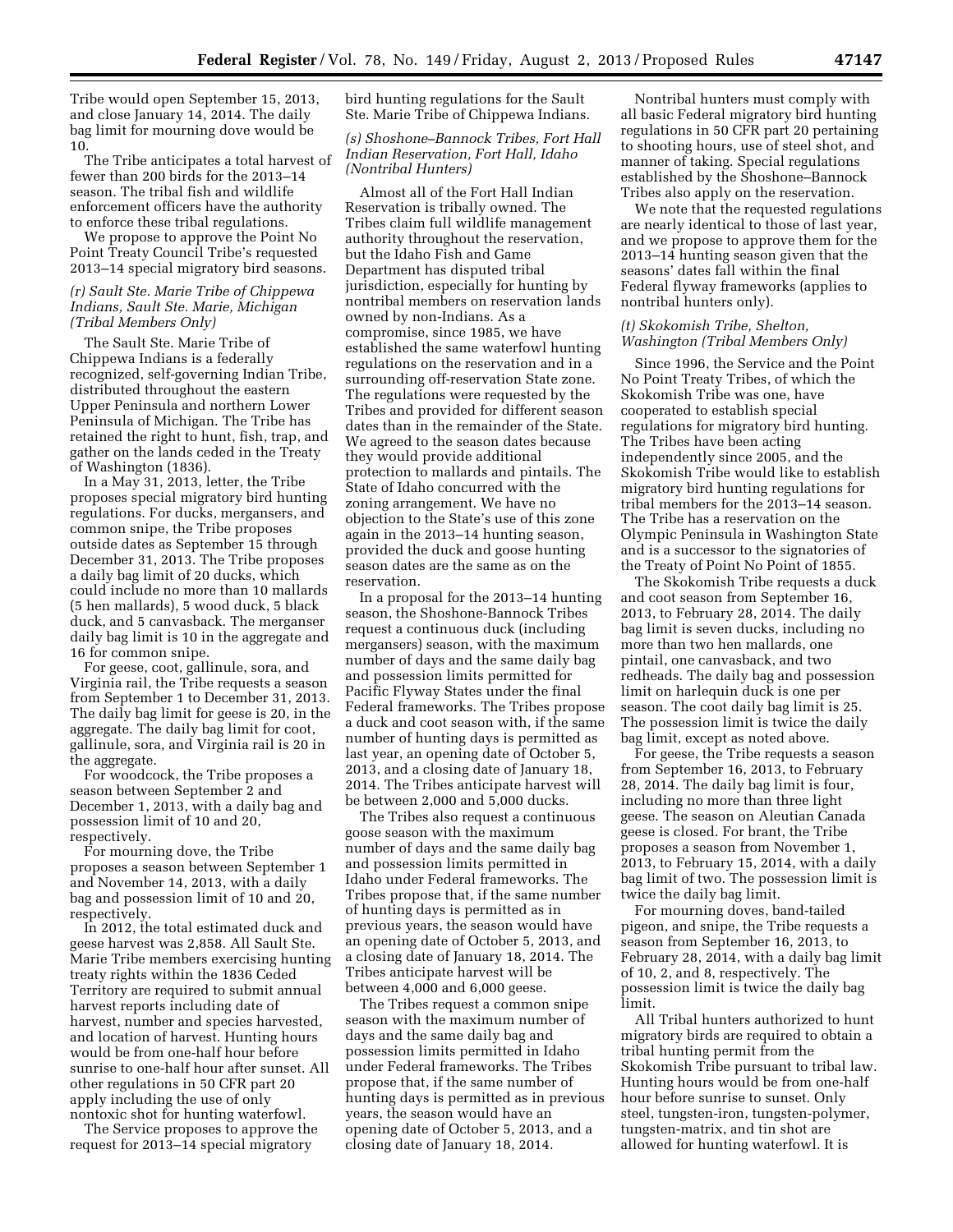Tribe would open September 15, 2013, and close January 14, 2014. The daily bag limit for mourning dove would be 10.

The Tribe anticipates a total harvest of fewer than 200 birds for the 2013–14 season. The tribal fish and wildlife enforcement officers have the authority to enforce these tribal regulations.

We propose to approve the Point No Point Treaty Council Tribe's requested 2013–14 special migratory bird seasons.

*(r) Sault Ste. Marie Tribe of Chippewa Indians, Sault Ste. Marie, Michigan (Tribal Members Only)*

The Sault Ste. Marie Tribe of Chippewa Indians is a federally recognized, self-governing Indian Tribe, distributed throughout the eastern Upper Peninsula and northern Lower Peninsula of Michigan. The Tribe has retained the right to hunt, fish, trap, and gather on the lands ceded in the Treaty of Washington (1836).

In a May 31, 2013, letter, the Tribe proposes special migratory bird hunting regulations. For ducks, mergansers, and common snipe, the Tribe proposes outside dates as September 15 through December 31, 2013. The Tribe proposes a daily bag limit of 20 ducks, which could include no more than 10 mallards (5 hen mallards), 5 wood duck, 5 black duck, and 5 canvasback. The merganser daily bag limit is 10 in the aggregate and 16 for common snipe.

For geese, coot, gallinule, sora, and Virginia rail, the Tribe requests a season from September 1 to December 31, 2013. The daily bag limit for geese is 20, in the aggregate. The daily bag limit for coot, gallinule, sora, and Virginia rail is 20 in the aggregate.

For woodcock, the Tribe proposes a season between September 2 and December 1, 2013, with a daily bag and possession limit of 10 and 20, respectively.

For mourning dove, the Tribe proposes a season between September 1 and November 14, 2013, with a daily bag and possession limit of 10 and 20, respectively.

In 2012, the total estimated duck and geese harvest was 2,858. All Sault Ste. Marie Tribe members exercising hunting treaty rights within the 1836 Ceded Territory are required to submit annual harvest reports including date of harvest, number and species harvested, and location of harvest. Hunting hours would be from one-half hour before sunrise to one-half hour after sunset. All other regulations in 50 CFR part 20 apply including the use of only nontoxic shot for hunting waterfowl.

The Service proposes to approve the request for 2013–14 special migratory bird hunting regulations for the Sault Ste. Marie Tribe of Chippewa Indians.

*(s) Shoshone–Bannock Tribes, Fort Hall Indian Reservation, Fort Hall, Idaho (Nontribal Hunters)*

Almost all of the Fort Hall Indian Reservation is tribally owned. The Tribes claim full wildlife management authority throughout the reservation, but the Idaho Fish and Game Department has disputed tribal jurisdiction, especially for hunting by nontribal members on reservation lands owned by non-Indians. As a compromise, since 1985, we have established the same waterfowl hunting regulations on the reservation and in a surrounding off-reservation State zone. The regulations were requested by the Tribes and provided for different season dates than in the remainder of the State. We agreed to the season dates because they would provide additional protection to mallards and pintails. The State of Idaho concurred with the zoning arrangement. We have no objection to the State's use of this zone again in the 2013–14 hunting season, provided the duck and goose hunting season dates are the same as on the reservation.

In a proposal for the 2013–14 hunting season, the Shoshone-Bannock Tribes request a continuous duck (including mergansers) season, with the maximum number of days and the same daily bag and possession limits permitted for Pacific Flyway States under the final Federal frameworks. The Tribes propose a duck and coot season with, if the same number of hunting days is permitted as last year, an opening date of October 5, 2013, and a closing date of January 18, 2014. The Tribes anticipate harvest will be between 2,000 and 5,000 ducks.

The Tribes also request a continuous goose season with the maximum number of days and the same daily bag and possession limits permitted in Idaho under Federal frameworks. The Tribes propose that, if the same number of hunting days is permitted as in previous years, the season would have an opening date of October 5, 2013, and a closing date of January 18, 2014. The Tribes anticipate harvest will be between 4,000 and 6,000 geese.

The Tribes request a common snipe season with the maximum number of days and the same daily bag and possession limits permitted in Idaho under Federal frameworks. The Tribes propose that, if the same number of hunting days is permitted as in previous years, the season would have an opening date of October 5, 2013, and a closing date of January 18, 2014.

Nontribal hunters must comply with all basic Federal migratory bird hunting regulations in 50 CFR part 20 pertaining to shooting hours, use of steel shot, and manner of taking. Special regulations established by the Shoshone–Bannock Tribes also apply on the reservation.

We note that the requested regulations are nearly identical to those of last year, and we propose to approve them for the 2013–14 hunting season given that the seasons' dates fall within the final Federal flyway frameworks (applies to nontribal hunters only).

*(t) Skokomish Tribe, Shelton, Washington (Tribal Members Only)*

Since 1996, the Service and the Point No Point Treaty Tribes, of which the Skokomish Tribe was one, have cooperated to establish special regulations for migratory bird hunting. The Tribes have been acting independently since 2005, and the Skokomish Tribe would like to establish migratory bird hunting regulations for tribal members for the 2013–14 season. The Tribe has a reservation on the Olympic Peninsula in Washington State and is a successor to the signatories of the Treaty of Point No Point of 1855.

The Skokomish Tribe requests a duck and coot season from September 16, 2013, to February 28, 2014. The daily bag limit is seven ducks, including no more than two hen mallards, one pintail, one canvasback, and two redheads. The daily bag and possession limit on harlequin duck is one per season. The coot daily bag limit is 25. The possession limit is twice the daily bag limit, except as noted above.

For geese, the Tribe requests a season from September 16, 2013, to February 28, 2014. The daily bag limit is four, including no more than three light geese. The season on Aleutian Canada geese is closed. For brant, the Tribe proposes a season from November 1, 2013, to February 15, 2014, with a daily bag limit of two. The possession limit is twice the daily bag limit.

For mourning doves, band-tailed pigeon, and snipe, the Tribe requests a season from September 16, 2013, to February 28, 2014, with a daily bag limit of 10, 2, and 8, respectively. The possession limit is twice the daily bag limit.

All Tribal hunters authorized to hunt migratory birds are required to obtain a tribal hunting permit from the Skokomish Tribe pursuant to tribal law. Hunting hours would be from one-half hour before sunrise to sunset. Only steel, tungsten-iron, tungsten-polymer, tungsten-matrix, and tin shot are allowed for hunting waterfowl. It is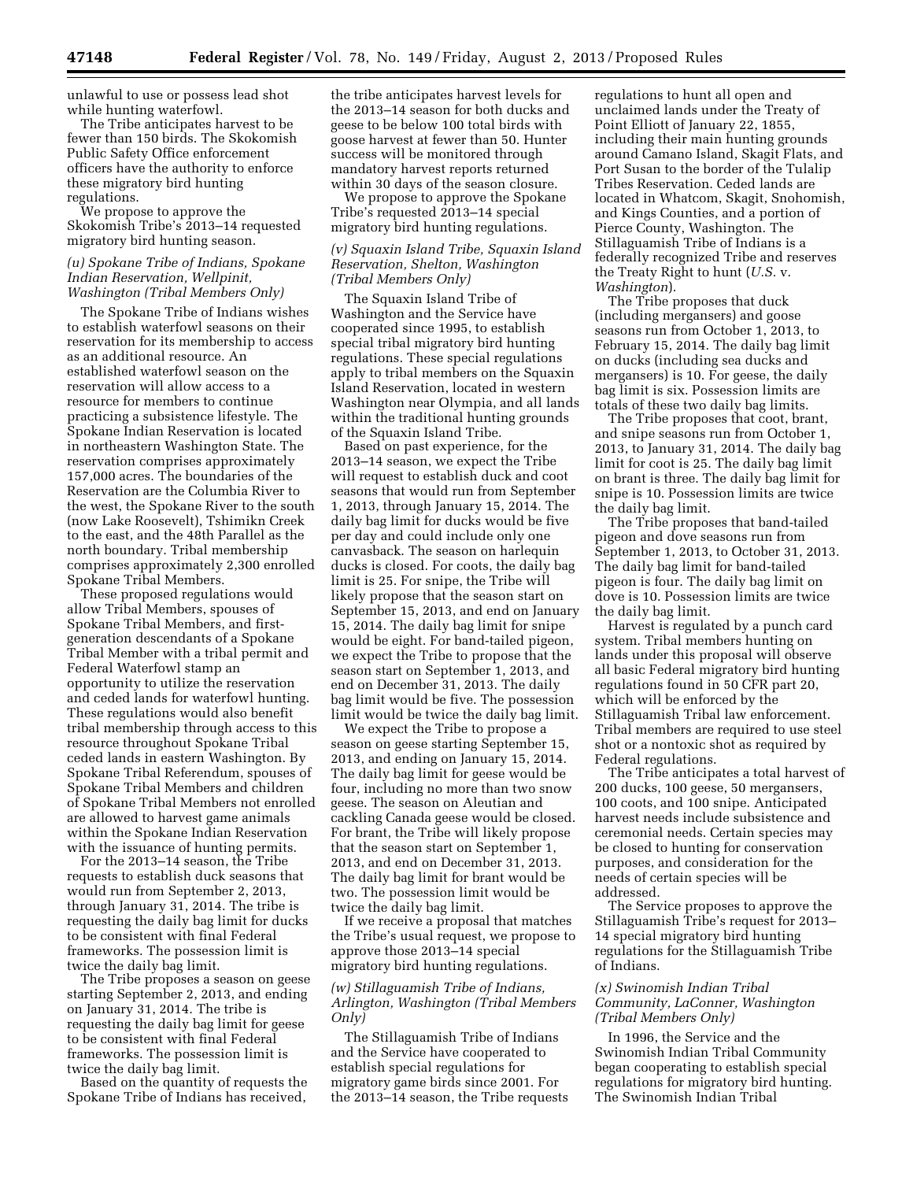unlawful to use or possess lead shot while hunting waterfowl.

The Tribe anticipates harvest to be fewer than 150 birds. The Skokomish Public Safety Office enforcement officers have the authority to enforce these migratory bird hunting regulations.

We propose to approve the Skokomish Tribe's 2013–14 requested migratory bird hunting season.

### *(u) Spokane Tribe of Indians, Spokane Indian Reservation, Wellpinit, Washington (Tribal Members Only)*

The Spokane Tribe of Indians wishes to establish waterfowl seasons on their reservation for its membership to access as an additional resource. An established waterfowl season on the reservation will allow access to a resource for members to continue practicing a subsistence lifestyle. The Spokane Indian Reservation is located in northeastern Washington State. The reservation comprises approximately 157,000 acres. The boundaries of the Reservation are the Columbia River to the west, the Spokane River to the south (now Lake Roosevelt), Tshimikn Creek to the east, and the 48th Parallel as the north boundary. Tribal membership comprises approximately 2,300 enrolled Spokane Tribal Members.

These proposed regulations would allow Tribal Members, spouses of Spokane Tribal Members, and first-generation descendants of a Spokane Tribal Member with a tribal permit and Federal Waterfowl stamp an opportunity to utilize the reservation and ceded lands for waterfowl hunting. These regulations would also benefit tribal membership through access to this resource throughout Spokane Tribal ceded lands in eastern Washington. By Spokane Tribal Referendum, spouses of Spokane Tribal Members and children of Spokane Tribal Members not enrolled are allowed to harvest game animals within the Spokane Indian Reservation with the issuance of hunting permits.

For the 2013–14 season, the Tribe requests to establish duck seasons that would run from September 2, 2013, through January 31, 2014. The tribe is requesting the daily bag limit for ducks to be consistent with final Federal frameworks. The possession limit is twice the daily bag limit.

The Tribe proposes a season on geese starting September 2, 2013, and ending on January 31, 2014. The tribe is requesting the daily bag limit for geese to be consistent with final Federal frameworks. The possession limit is twice the daily bag limit.

Based on the quantity of requests the Spokane Tribe of Indians has received, the tribe anticipates harvest levels for the 2013–14 season for both ducks and geese to be below 100 total birds with goose harvest at fewer than 50. Hunter success will be monitored through mandatory harvest reports returned within 30 days of the season closure.

We propose to approve the Spokane Tribe's requested 2013–14 special migratory bird hunting regulations.

### *(v) Squaxin Island Tribe, Squaxin Island Reservation, Shelton, Washington (Tribal Members Only)*

The Squaxin Island Tribe of Washington and the Service have cooperated since 1995, to establish special tribal migratory bird hunting regulations. These special regulations apply to tribal members on the Squaxin Island Reservation, located in western Washington near Olympia, and all lands within the traditional hunting grounds of the Squaxin Island Tribe.

Based on past experience, for the 2013–14 season, we expect the Tribe will request to establish duck and coot seasons that would run from September 1, 2013, through January 15, 2014. The daily bag limit for ducks would be five per day and could include only one canvasback. The season on harlequin ducks is closed. For coots, the daily bag limit is 25. For snipe, the Tribe will likely propose that the season start on September 15, 2013, and end on January 15, 2014. The daily bag limit for snipe would be eight. For band-tailed pigeon, we expect the Tribe to propose that the season start on September 1, 2013, and end on December 31, 2013. The daily bag limit would be five. The possession limit would be twice the daily bag limit.

We expect the Tribe to propose a season on geese starting September 15, 2013, and ending on January 15, 2014. The daily bag limit for geese would be four, including no more than two snow geese. The season on Aleutian and cackling Canada geese would be closed. For brant, the Tribe will likely propose that the season start on September 1, 2013, and end on December 31, 2013. The daily bag limit for brant would be two. The possession limit would be twice the daily bag limit.

If we receive a proposal that matches the Tribe's usual request, we propose to approve those 2013–14 special migratory bird hunting regulations.

### *(w) Stillaguamish Tribe of Indians, Arlington, Washington (Tribal Members Only)*

The Stillaguamish Tribe of Indians and the Service have cooperated to establish special regulations for migratory game birds since 2001. For the 2013–14 season, the Tribe requests regulations to hunt all open and unclaimed lands under the Treaty of Point Elliott of January 22, 1855, including their main hunting grounds around Camano Island, Skagit Flats, and Port Susan to the border of the Tulalip Tribes Reservation. Ceded lands are located in Whatcom, Skagit, Snohomish, and Kings Counties, and a portion of Pierce County, Washington. The Stillaguamish Tribe of Indians is a federally recognized Tribe and reserves the Treaty Right to hunt (*U.S.* v. *Washington*).

The Tribe proposes that duck (including mergansers) and goose seasons run from October 1, 2013, to February 15, 2014. The daily bag limit on ducks (including sea ducks and mergansers) is 10. For geese, the daily bag limit is six. Possession limits are totals of these two daily bag limits.

The Tribe proposes that coot, brant, and snipe seasons run from October 1, 2013, to January 31, 2014. The daily bag limit for coot is 25. The daily bag limit on brant is three. The daily bag limit for snipe is 10. Possession limits are twice the daily bag limit.

The Tribe proposes that band-tailed pigeon and dove seasons run from September 1, 2013, to October 31, 2013. The daily bag limit for band-tailed pigeon is four. The daily bag limit on dove is 10. Possession limits are twice the daily bag limit.

Harvest is regulated by a punch card system. Tribal members hunting on lands under this proposal will observe all basic Federal migratory bird hunting regulations found in 50 CFR part 20, which will be enforced by the Stillaguamish Tribal law enforcement. Tribal members are required to use steel shot or a nontoxic shot as required by Federal regulations.

The Tribe anticipates a total harvest of 200 ducks, 100 geese, 50 mergansers, 100 coots, and 100 snipe. Anticipated harvest needs include subsistence and ceremonial needs. Certain species may be closed to hunting for conservation purposes, and consideration for the needs of certain species will be addressed.

The Service proposes to approve the Stillaguamish Tribe's request for 2013–14 special migratory bird hunting regulations for the Stillaguamish Tribe of Indians.

### *(x) Swinomish Indian Tribal Community, LaConner, Washington (Tribal Members Only)*

In 1996, the Service and the Swinomish Indian Tribal Community began cooperating to establish special regulations for migratory bird hunting. The Swinomish Indian Tribal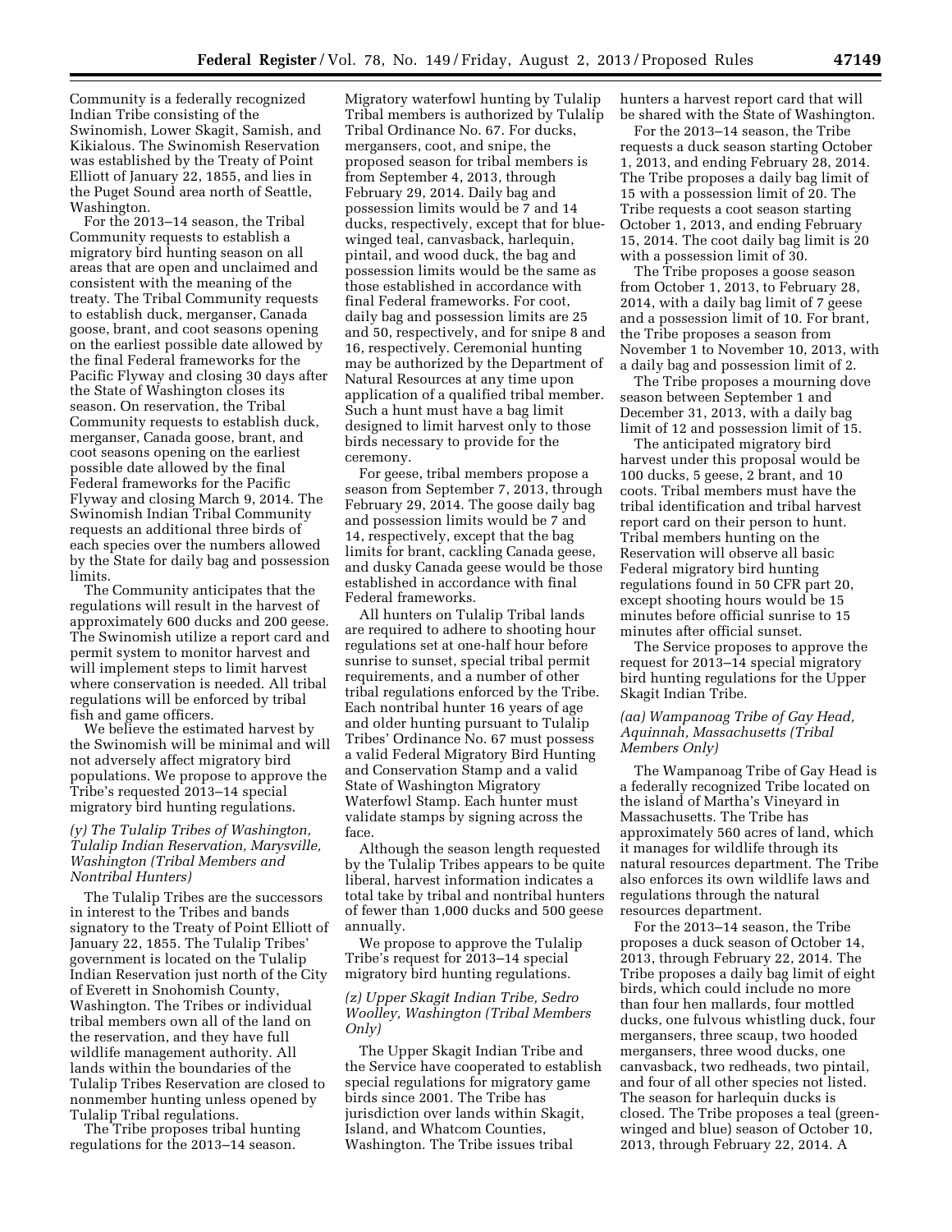Community is a federally recognized Indian Tribe consisting of the Swinomish, Lower Skagit, Samish, and Kikialous. The Swinomish Reservation was established by the Treaty of Point Elliott of January 22, 1855, and lies in the Puget Sound area north of Seattle, Washington.

For the 2013–14 season, the Tribal Community requests to establish a migratory bird hunting season on all areas that are open and unclaimed and consistent with the meaning of the treaty. The Tribal Community requests to establish duck, merganser, Canada goose, brant, and coot seasons opening on the earliest possible date allowed by the final Federal frameworks for the Pacific Flyway and closing 30 days after the State of Washington closes its season. On reservation, the Tribal Community requests to establish duck, merganser, Canada goose, brant, and coot seasons opening on the earliest possible date allowed by the final Federal frameworks for the Pacific Flyway and closing March 9, 2014. The Swinomish Indian Tribal Community requests an additional three birds of each species over the numbers allowed by the State for daily bag and possession limits.

The Community anticipates that the regulations will result in the harvest of approximately 600 ducks and 200 geese. The Swinomish utilize a report card and permit system to monitor harvest and will implement steps to limit harvest where conservation is needed. All tribal regulations will be enforced by tribal fish and game officers.

We believe the estimated harvest by the Swinomish will be minimal and will not adversely affect migratory bird populations. We propose to approve the Tribe's requested 2013–14 special migratory bird hunting regulations.

*(y) The Tulalip Tribes of Washington, Tulalip Indian Reservation, Marysville, Washington (Tribal Members and Nontribal Hunters)*

The Tulalip Tribes are the successors in interest to the Tribes and bands signatory to the Treaty of Point Elliott of January 22, 1855. The Tulalip Tribes' government is located on the Tulalip Indian Reservation just north of the City of Everett in Snohomish County, Washington. The Tribes or individual tribal members own all of the land on the reservation, and they have full wildlife management authority. All lands within the boundaries of the Tulalip Tribes Reservation are closed to nonmember hunting unless opened by Tulalip Tribal regulations.

The Tribe proposes tribal hunting regulations for the 2013–14 season. Migratory waterfowl hunting by Tulalip Tribal members is authorized by Tulalip Tribal Ordinance No. 67. For ducks, mergansers, coot, and snipe, the proposed season for tribal members is from September 4, 2013, through February 29, 2014. Daily bag and possession limits would be 7 and 14 ducks, respectively, except that for blue-winged teal, canvasback, harlequin, pintail, and wood duck, the bag and possession limits would be the same as those established in accordance with final Federal frameworks. For coot, daily bag and possession limits are 25 and 50, respectively, and for snipe 8 and 16, respectively. Ceremonial hunting may be authorized by the Department of Natural Resources at any time upon application of a qualified tribal member. Such a hunt must have a bag limit designed to limit harvest only to those birds necessary to provide for the ceremony.

For geese, tribal members propose a season from September 7, 2013, through February 29, 2014. The goose daily bag and possession limits would be 7 and 14, respectively, except that the bag limits for brant, cackling Canada geese, and dusky Canada geese would be those established in accordance with final Federal frameworks.

All hunters on Tulalip Tribal lands are required to adhere to shooting hour regulations set at one-half hour before sunrise to sunset, special tribal permit requirements, and a number of other tribal regulations enforced by the Tribe. Each nontribal hunter 16 years of age and older hunting pursuant to Tulalip Tribes' Ordinance No. 67 must possess a valid Federal Migratory Bird Hunting and Conservation Stamp and a valid State of Washington Migratory Waterfowl Stamp. Each hunter must validate stamps by signing across the face.

Although the season length requested by the Tulalip Tribes appears to be quite liberal, harvest information indicates a total take by tribal and nontribal hunters of fewer than 1,000 ducks and 500 geese annually.

We propose to approve the Tulalip Tribe's request for 2013–14 special migratory bird hunting regulations.

*(z) Upper Skagit Indian Tribe, Sedro Woolley, Washington (Tribal Members Only)*

The Upper Skagit Indian Tribe and the Service have cooperated to establish special regulations for migratory game birds since 2001. The Tribe has jurisdiction over lands within Skagit, Island, and Whatcom Counties, Washington. The Tribe issues tribal hunters a harvest report card that will be shared with the State of Washington.

For the 2013–14 season, the Tribe requests a duck season starting October 1, 2013, and ending February 28, 2014. The Tribe proposes a daily bag limit of 15 with a possession limit of 20. The Tribe requests a coot season starting October 1, 2013, and ending February 15, 2014. The coot daily bag limit is 20 with a possession limit of 30.

The Tribe proposes a goose season from October 1, 2013, to February 28, 2014, with a daily bag limit of 7 geese and a possession limit of 10. For brant, the Tribe proposes a season from November 1 to November 10, 2013, with a daily bag and possession limit of 2.

The Tribe proposes a mourning dove season between September 1 and December 31, 2013, with a daily bag limit of 12 and possession limit of 15.

The anticipated migratory bird harvest under this proposal would be 100 ducks, 5 geese, 2 brant, and 10 coots. Tribal members must have the tribal identification and tribal harvest report card on their person to hunt. Tribal members hunting on the Reservation will observe all basic Federal migratory bird hunting regulations found in 50 CFR part 20, except shooting hours would be 15 minutes before official sunrise to 15 minutes after official sunset.

The Service proposes to approve the request for 2013–14 special migratory bird hunting regulations for the Upper Skagit Indian Tribe.

*(aa) Wampanoag Tribe of Gay Head, Aquinnah, Massachusetts (Tribal Members Only)*

The Wampanoag Tribe of Gay Head is a federally recognized Tribe located on the island of Martha's Vineyard in Massachusetts. The Tribe has approximately 560 acres of land, which it manages for wildlife through its natural resources department. The Tribe also enforces its own wildlife laws and regulations through the natural resources department.

For the 2013–14 season, the Tribe proposes a duck season of October 14, 2013, through February 22, 2014. The Tribe proposes a daily bag limit of eight birds, which could include no more than four hen mallards, four mottled ducks, one fulvous whistling duck, four mergansers, three scaup, two hooded mergansers, three wood ducks, one canvasback, two redheads, two pintail, and four of all other species not listed. The season for harlequin ducks is closed. The Tribe proposes a teal (green-winged and blue) season of October 10, 2013, through February 22, 2014. A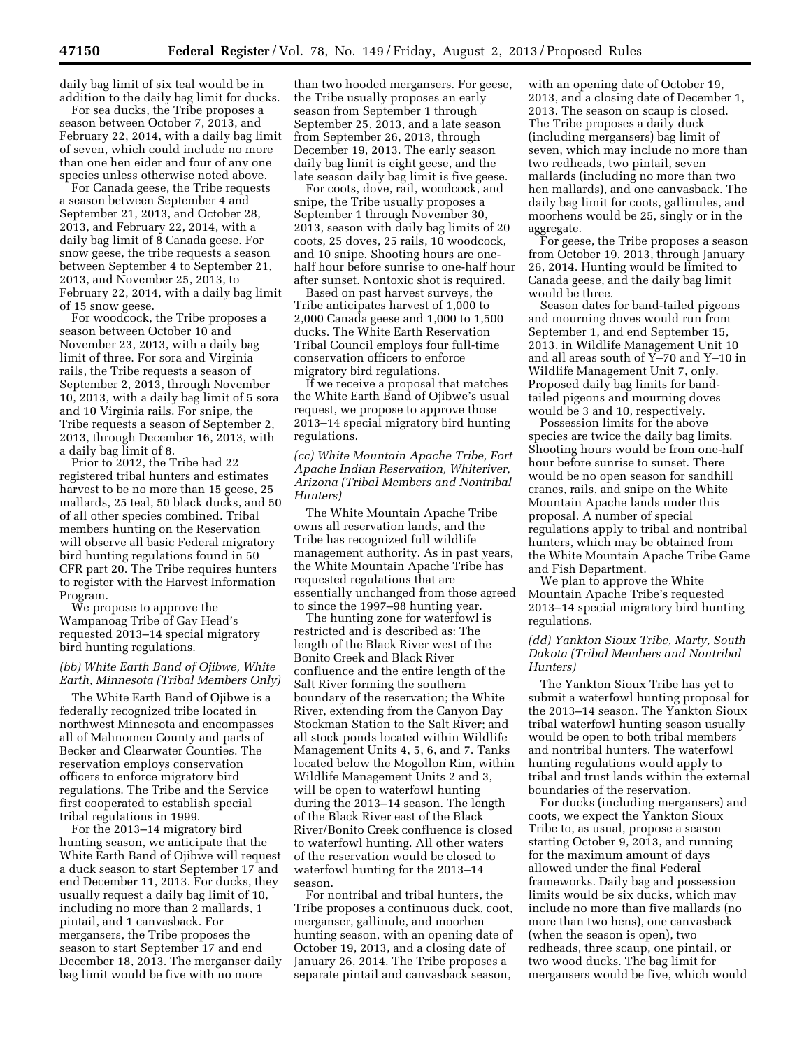daily bag limit of six teal would be in addition to the daily bag limit for ducks.

For sea ducks, the Tribe proposes a season between October 7, 2013, and February 22, 2014, with a daily bag limit of seven, which could include no more than one hen eider and four of any one species unless otherwise noted above.

For Canada geese, the Tribe requests a season between September 4 and September 21, 2013, and October 28, 2013, and February 22, 2014, with a daily bag limit of 8 Canada geese. For snow geese, the tribe requests a season between September 4 to September 21, 2013, and November 25, 2013, to February 22, 2014, with a daily bag limit of 15 snow geese.

For woodcock, the Tribe proposes a season between October 10 and November 23, 2013, with a daily bag limit of three. For sora and Virginia rails, the Tribe requests a season of September 2, 2013, through November 10, 2013, with a daily bag limit of 5 sora and 10 Virginia rails. For snipe, the Tribe requests a season of September 2, 2013, through December 16, 2013, with a daily bag limit of 8.

Prior to 2012, the Tribe had 22 registered tribal hunters and estimates harvest to be no more than 15 geese, 25 mallards, 25 teal, 50 black ducks, and 50 of all other species combined. Tribal members hunting on the Reservation will observe all basic Federal migratory bird hunting regulations found in 50 CFR part 20. The Tribe requires hunters to register with the Harvest Information Program.

We propose to approve the Wampanoag Tribe of Gay Head's requested 2013–14 special migratory bird hunting regulations.

### *(bb) White Earth Band of Ojibwe, White Earth, Minnesota (Tribal Members Only)*

The White Earth Band of Ojibwe is a federally recognized tribe located in northwest Minnesota and encompasses all of Mahnomen County and parts of Becker and Clearwater Counties. The reservation employs conservation officers to enforce migratory bird regulations. The Tribe and the Service first cooperated to establish special tribal regulations in 1999.

For the 2013–14 migratory bird hunting season, we anticipate that the White Earth Band of Ojibwe will request a duck season to start September 17 and end December 11, 2013. For ducks, they usually request a daily bag limit of 10, including no more than 2 mallards, 1 pintail, and 1 canvasback. For mergansers, the Tribe proposes the season to start September 17 and end December 18, 2013. The merganser daily bag limit would be five with no more than two hooded mergansers. For geese, the Tribe usually proposes an early season from September 1 through September 25, 2013, and a late season from September 26, 2013, through December 19, 2013. The early season daily bag limit is eight geese, and the late season daily bag limit is five geese.

For coots, dove, rail, woodcock, and snipe, the Tribe usually proposes a September 1 through November 30, 2013, season with daily bag limits of 20 coots, 25 doves, 25 rails, 10 woodcock, and 10 snipe. Shooting hours are one-half hour before sunrise to one-half hour after sunset. Nontoxic shot is required.

Based on past harvest surveys, the Tribe anticipates harvest of 1,000 to 2,000 Canada geese and 1,000 to 1,500 ducks. The White Earth Reservation Tribal Council employs four full-time conservation officers to enforce migratory bird regulations.

If we receive a proposal that matches the White Earth Band of Ojibwe's usual request, we propose to approve those 2013–14 special migratory bird hunting regulations.

### *(cc) White Mountain Apache Tribe, Fort Apache Indian Reservation, Whiteriver, Arizona (Tribal Members and Nontribal Hunters)*

The White Mountain Apache Tribe owns all reservation lands, and the Tribe has recognized full wildlife management authority. As in past years, the White Mountain Apache Tribe has requested regulations that are essentially unchanged from those agreed to since the 1997–98 hunting year.

The hunting zone for waterfowl is restricted and is described as: The length of the Black River west of the Bonito Creek and Black River confluence and the entire length of the Salt River forming the southern boundary of the reservation; the White River, extending from the Canyon Day Stockman Station to the Salt River; and all stock ponds located within Wildlife Management Units 4, 5, 6, and 7. Tanks located below the Mogollon Rim, within Wildlife Management Units 2 and 3, will be open to waterfowl hunting during the 2013–14 season. The length of the Black River east of the Black River/Bonito Creek confluence is closed to waterfowl hunting. All other waters of the reservation would be closed to waterfowl hunting for the 2013–14 season.

For nontribal and tribal hunters, the Tribe proposes a continuous duck, coot, merganser, gallinule, and moorhen hunting season, with an opening date of October 19, 2013, and a closing date of January 26, 2014. The Tribe proposes a separate pintail and canvasback season, with an opening date of October 19, 2013, and a closing date of December 1, 2013. The season on scaup is closed. The Tribe proposes a daily duck (including mergansers) bag limit of seven, which may include no more than two redheads, two pintail, seven mallards (including no more than two hen mallards), and one canvasback. The daily bag limit for coots, gallinules, and moorhens would be 25, singly or in the aggregate.

For geese, the Tribe proposes a season from October 19, 2013, through January 26, 2014. Hunting would be limited to Canada geese, and the daily bag limit would be three.

Season dates for band-tailed pigeons and mourning doves would run from September 1, and end September 15, 2013, in Wildlife Management Unit 10 and all areas south of Y–70 and Y–10 in Wildlife Management Unit 7, only. Proposed daily bag limits for band-tailed pigeons and mourning doves would be 3 and 10, respectively.

Possession limits for the above species are twice the daily bag limits. Shooting hours would be from one-half hour before sunrise to sunset. There would be no open season for sandhill cranes, rails, and snipe on the White Mountain Apache lands under this proposal. A number of special regulations apply to tribal and nontribal hunters, which may be obtained from the White Mountain Apache Tribe Game and Fish Department.

We plan to approve the White Mountain Apache Tribe's requested 2013–14 special migratory bird hunting regulations.

### *(dd) Yankton Sioux Tribe, Marty, South Dakota (Tribal Members and Nontribal Hunters)*

The Yankton Sioux Tribe has yet to submit a waterfowl hunting proposal for the 2013–14 season. The Yankton Sioux tribal waterfowl hunting season usually would be open to both tribal members and nontribal hunters. The waterfowl hunting regulations would apply to tribal and trust lands within the external boundaries of the reservation.

For ducks (including mergansers) and coots, we expect the Yankton Sioux Tribe to, as usual, propose a season starting October 9, 2013, and running for the maximum amount of days allowed under the final Federal frameworks. Daily bag and possession limits would be six ducks, which may include no more than five mallards (no more than two hens), one canvasback (when the season is open), two redheads, three scaup, one pintail, or two wood ducks. The bag limit for mergansers would be five, which would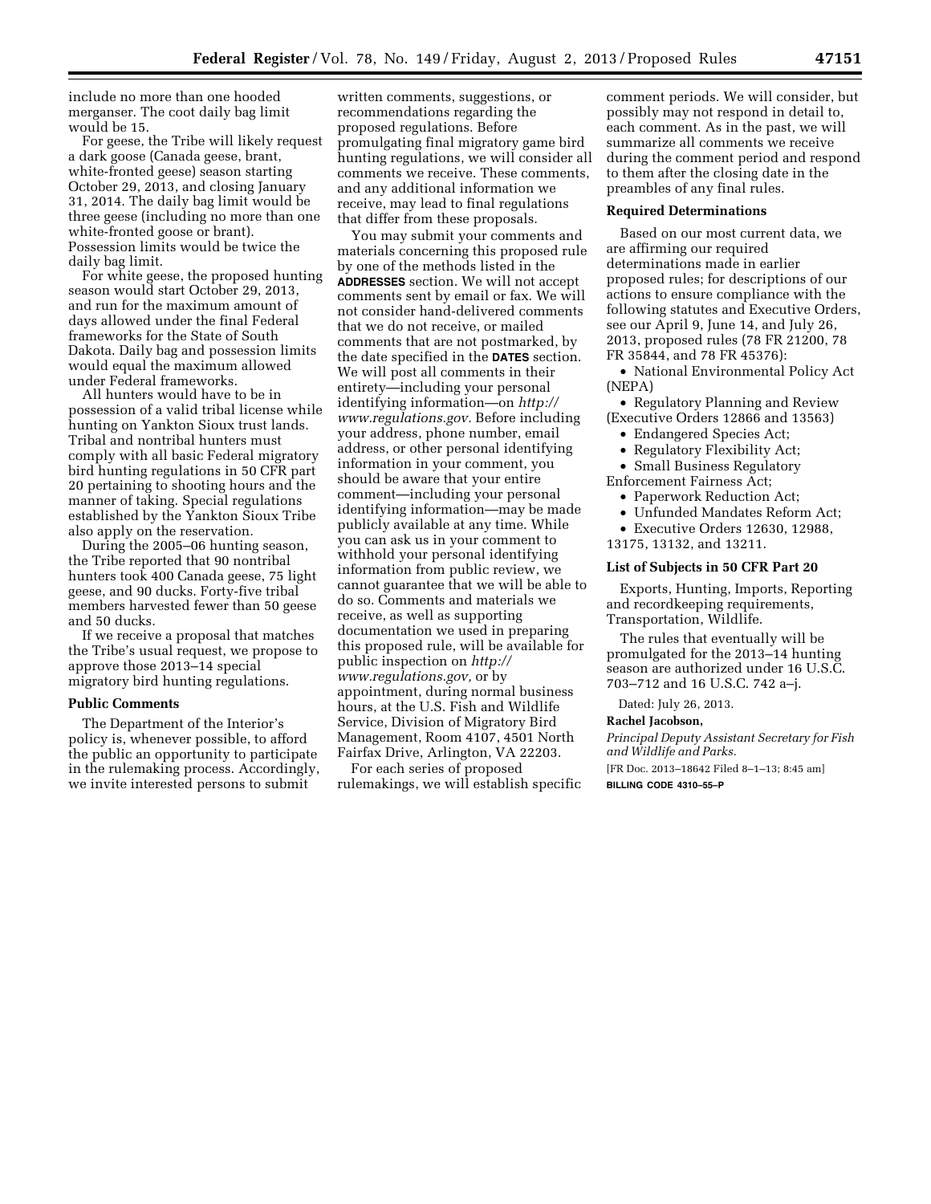include no more than one hooded merganser. The coot daily bag limit would be 15.

For geese, the Tribe will likely request a dark goose (Canada geese, brant, white-fronted geese) season starting October 29, 2013, and closing January 31, 2014. The daily bag limit would be three geese (including no more than one white-fronted goose or brant). Possession limits would be twice the daily bag limit.

For white geese, the proposed hunting season would start October 29, 2013, and run for the maximum amount of days allowed under the final Federal frameworks for the State of South Dakota. Daily bag and possession limits would equal the maximum allowed under Federal frameworks.

All hunters would have to be in possession of a valid tribal license while hunting on Yankton Sioux trust lands. Tribal and nontribal hunters must comply with all basic Federal migratory bird hunting regulations in 50 CFR part 20 pertaining to shooting hours and the manner of taking. Special regulations established by the Yankton Sioux Tribe also apply on the reservation.

During the 2005–06 hunting season, the Tribe reported that 90 nontribal hunters took 400 Canada geese, 75 light geese, and 90 ducks. Forty-five tribal members harvested fewer than 50 geese and 50 ducks.

If we receive a proposal that matches the Tribe's usual request, we propose to approve those 2013–14 special migratory bird hunting regulations.

**Public Comments**

The Department of the Interior's policy is, whenever possible, to afford the public an opportunity to participate in the rulemaking process. Accordingly, we invite interested persons to submit written comments, suggestions, or recommendations regarding the proposed regulations. Before promulgating final migratory game bird hunting regulations, we will consider all comments we receive. These comments, and any additional information we receive, may lead to final regulations that differ from these proposals.

You may submit your comments and materials concerning this proposed rule by one of the methods listed in the **ADDRESSES** section. We will not accept comments sent by email or fax. We will not consider hand-delivered comments that we do not receive, or mailed comments that are not postmarked, by the date specified in the **DATES** section. We will post all comments in their entirety—including your personal identifying information—on *http://www.regulations.gov.* Before including your address, phone number, email address, or other personal identifying information in your comment, you should be aware that your entire comment—including your personal identifying information—may be made publicly available at any time. While you can ask us in your comment to withhold your personal identifying information from public review, we cannot guarantee that we will be able to do so. Comments and materials we receive, as well as supporting documentation we used in preparing this proposed rule, will be available for public inspection on *http://www.regulations.gov,* or by appointment, during normal business hours, at the U.S. Fish and Wildlife Service, Division of Migratory Bird Management, Room 4107, 4501 North Fairfax Drive, Arlington, VA 22203.

For each series of proposed rulemakings, we will establish specific comment periods. We will consider, but possibly may not respond in detail to, each comment. As in the past, we will summarize all comments we receive during the comment period and respond to them after the closing date in the preambles of any final rules.

**Required Determinations**

Based on our most current data, we are affirming our required determinations made in earlier proposed rules; for descriptions of our actions to ensure compliance with the following statutes and Executive Orders, see our April 9, June 14, and July 26, 2013, proposed rules (78 FR 21200, 78 FR 35844, and 78 FR 45376):

- National Environmental Policy Act (NEPA)
- Regulatory Planning and Review (Executive Orders 12866 and 13563)
- Endangered Species Act;
- Regulatory Flexibility Act;
- Small Business Regulatory Enforcement Fairness Act;
- Paperwork Reduction Act;
- Unfunded Mandates Reform Act;
- Executive Orders 12630, 12988, 13175, 13132, and 13211.

**List of Subjects in 50 CFR Part 20**

Exports, Hunting, Imports, Reporting and recordkeeping requirements, Transportation, Wildlife.

The rules that eventually will be promulgated for the 2013–14 hunting season are authorized under 16 U.S.C. 703–712 and 16 U.S.C. 742 a–j.

Dated: July 26, 2013.

**Rachel Jacobson,**

*Principal Deputy Assistant Secretary for Fish and Wildlife and Parks.*

[FR Doc. 2013–18642 Filed 8–1–13; 8:45 am]

**BILLING CODE 4310–55–P**